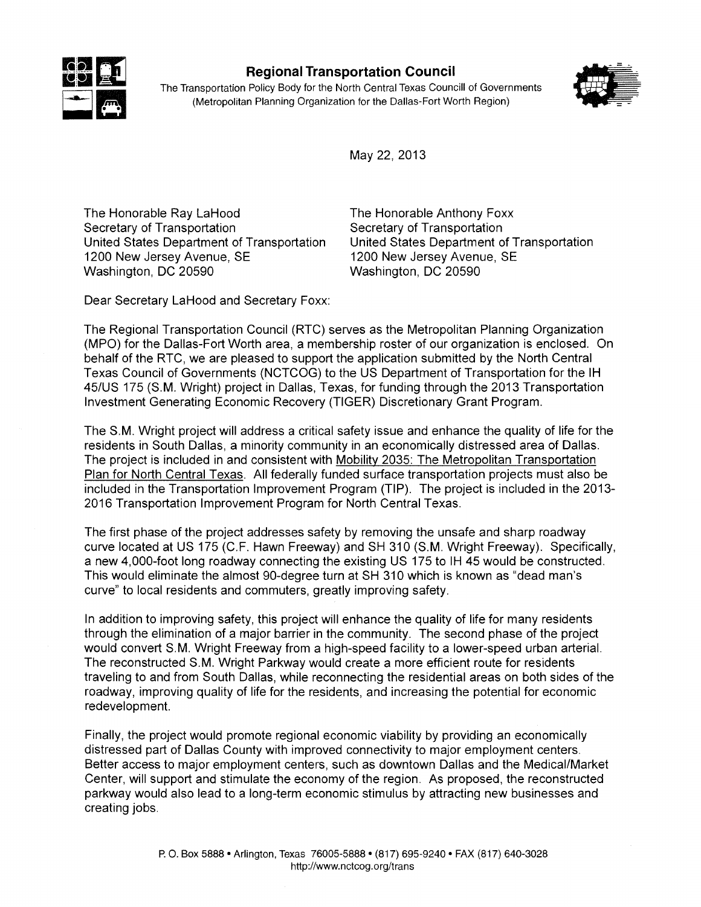# Regional Transportation Council

The Transportation Policy Body for the North Central Texas Councill of Governments
(Metropolitan Planning Organization for the Dallas-Fort Worth Region)

May 22, 2013

The Honorable Ray LaHood
Secretary of Transportation
United States Department of Transportation
1200 New Jersey Avenue, SE
Washington, DC 20590

The Honorable Anthony Foxx
Secretary of Transportation
United States Department of Transportation
1200 New Jersey Avenue, SE
Washington, DC 20590

Dear Secretary LaHood and Secretary Foxx:

The Regional Transportation Council (RTC) serves as the Metropolitan Planning Organization (MPO) for the Dallas-Fort Worth area, a membership roster of our organization is enclosed. On behalf of the RTC, we are pleased to support the application submitted by the North Central Texas Council of Governments (NCTCOG) to the US Department of Transportation for the IH 45/US 175 (S.M. Wright) project in Dallas, Texas, for funding through the 2013 Transportation Investment Generating Economic Recovery (TIGER) Discretionary Grant Program.

The S.M. Wright project will address a critical safety issue and enhance the quality of life for the residents in South Dallas, a minority community in an economically distressed area of Dallas. The project is included in and consistent with Mobility 2035: The Metropolitan Transportation Plan for North Central Texas. All federally funded surface transportation projects must also be included in the Transportation Improvement Program (TIP). The project is included in the 2013-2016 Transportation Improvement Program for North Central Texas.

The first phase of the project addresses safety by removing the unsafe and sharp roadway curve located at US 175 (C.F. Hawn Freeway) and SH 310 (S.M. Wright Freeway). Specifically, a new 4,000-foot long roadway connecting the existing US 175 to IH 45 would be constructed. This would eliminate the almost 90-degree turn at SH 310 which is known as "dead man's curve" to local residents and commuters, greatly improving safety.

In addition to improving safety, this project will enhance the quality of life for many residents through the elimination of a major barrier in the community. The second phase of the project would convert S.M. Wright Freeway from a high-speed facility to a lower-speed urban arterial. The reconstructed S.M. Wright Parkway would create a more efficient route for residents traveling to and from South Dallas, while reconnecting the residential areas on both sides of the roadway, improving quality of life for the residents, and increasing the potential for economic redevelopment.

Finally, the project would promote regional economic viability by providing an economically distressed part of Dallas County with improved connectivity to major employment centers. Better access to major employment centers, such as downtown Dallas and the Medical/Market Center, will support and stimulate the economy of the region. As proposed, the reconstructed parkway would also lead to a long-term economic stimulus by attracting new businesses and creating jobs.

P. O. Box 5888 • Arlington, Texas 76005-5888 • (817) 695-9240 • FAX (817) 640-3028
http://www.nctcog.org/trans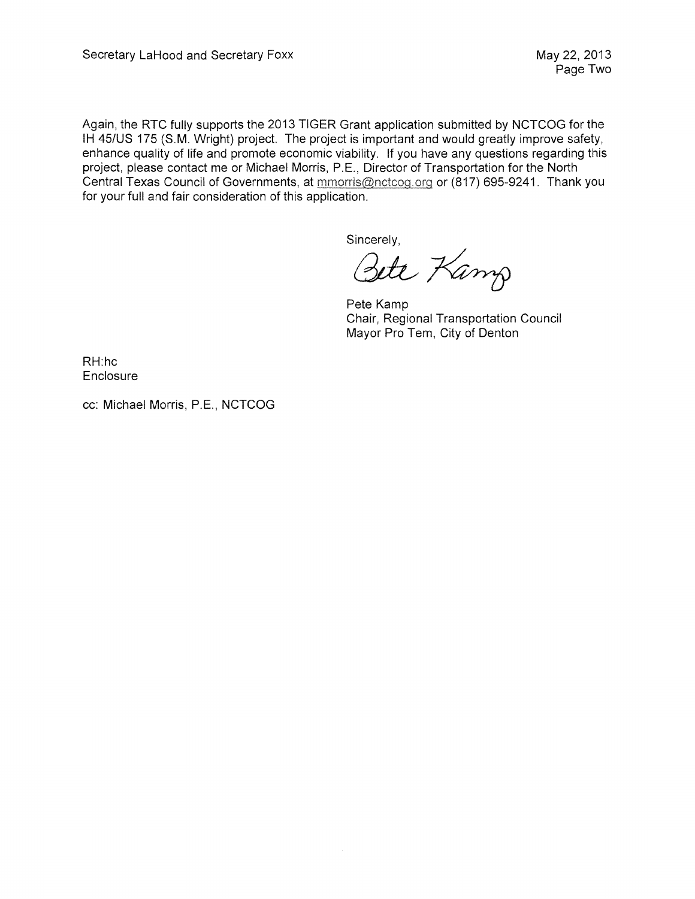Again, the RTC fully supports the 2013 TIGER Grant application submitted by NCTCOG for the IH 45/US 175 (S.M. Wright) project. The project is important and would greatly improve safety, enhance quality of life and promote economic viability. If you have any questions regarding this project, please contact me or Michael Morris, P.E., Director of Transportation for the North Central Texas Council of Governments, at mmorris@nctcog.org or (817) 695-9241. Thank you for your full and fair consideration of this application.

Sincerely,

Pete Kamp

Pete Kamp
Chair, Regional Transportation Council
Mayor Pro Tem, City of Denton

RH:hc
Enclosure

cc: Michael Morris, P.E., NCTCOG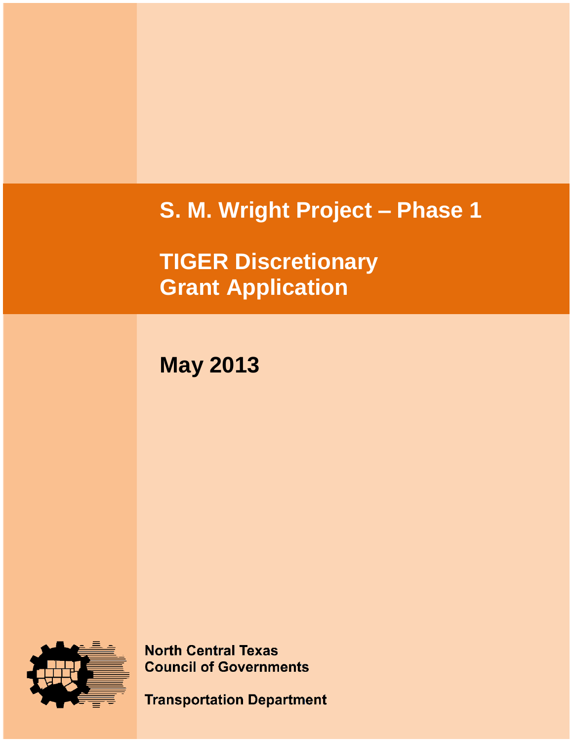# S. M. Wright Project – Phase 1

# TIGER Discretionary Grant Application

## May 2013

North Central Texas Council of Governments

Transportation Department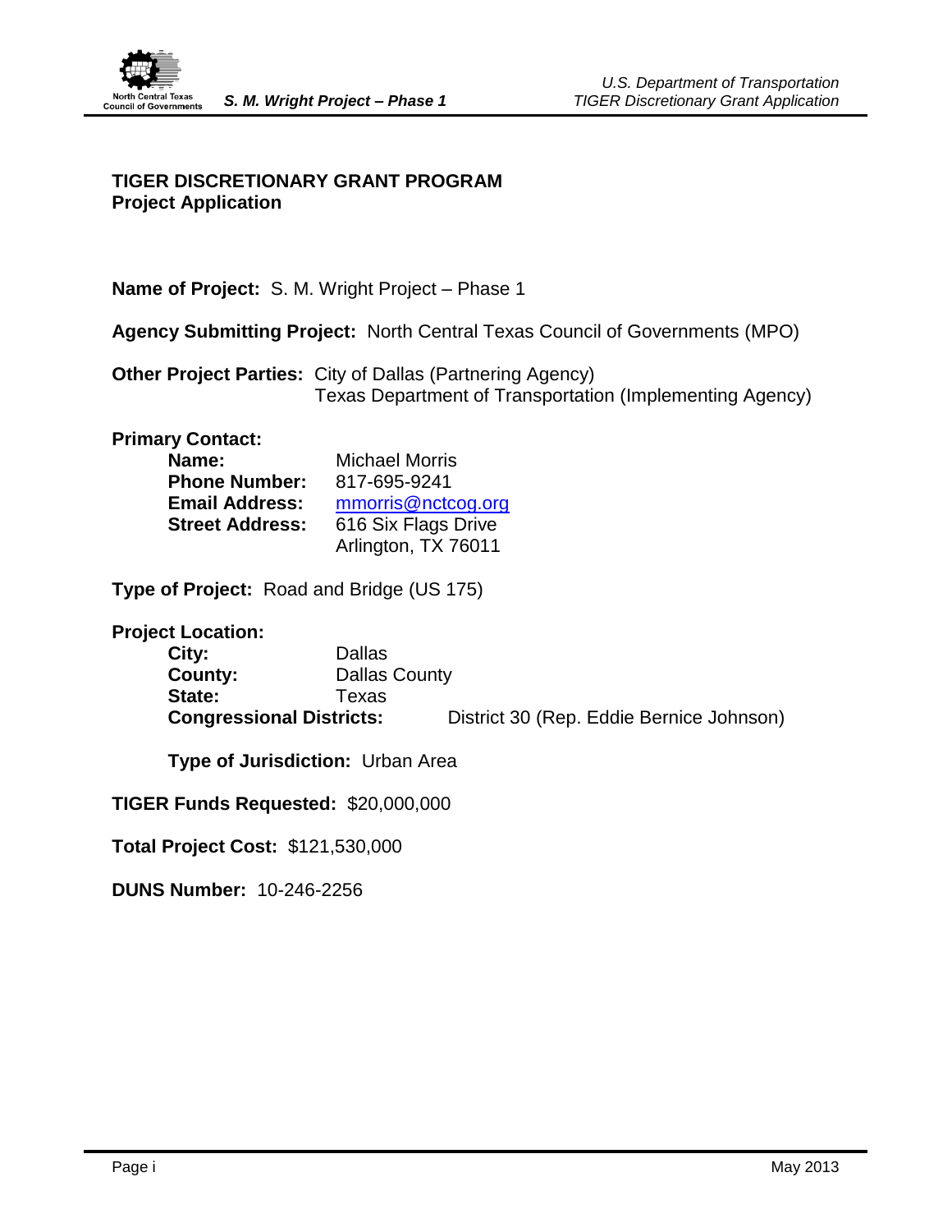**TIGER DISCRETIONARY GRANT PROGRAM**
**Project Application**

**Name of Project:** S. M. Wright Project – Phase 1

**Agency Submitting Project:** North Central Texas Council of Governments (MPO)

**Other Project Parties:** City of Dallas (Partnering Agency)
Texas Department of Transportation (Implementing Agency)

**Primary Contact:**

**Name:** Michael Morris
**Phone Number:** 817-695-9241
**Email Address:** mmorris@nctcog.org
**Street Address:** 616 Six Flags Drive
Arlington, TX 76011

**Type of Project:** Road and Bridge (US 175)

**Project Location:**

**City:** Dallas
**County:** Dallas County
**State:** Texas
**Congressional Districts:** District 30 (Rep. Eddie Bernice Johnson)

**Type of Jurisdiction:** Urban Area

**TIGER Funds Requested:** $20,000,000

**Total Project Cost:** $121,530,000

**DUNS Number:** 10-246-2256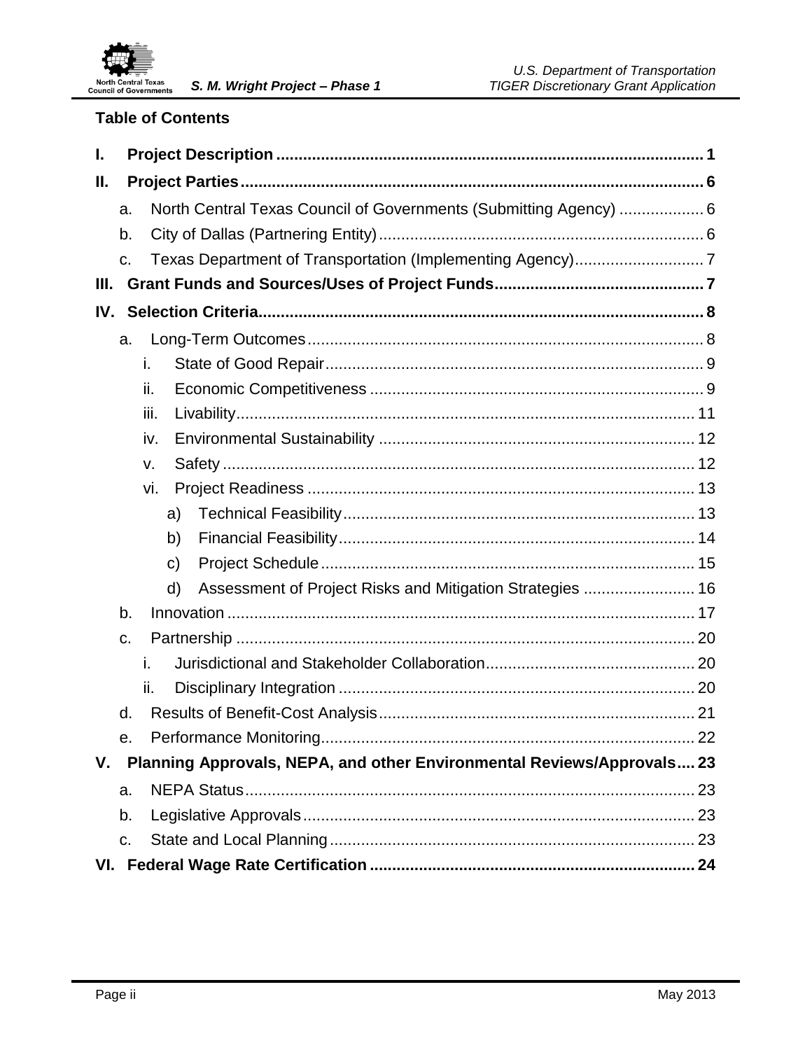**Table of Contents**

- **I. Project Description** ..... **1**
- **II. Project Parties** ..... **6**
  - a. North Central Texas Council of Governments (Submitting Agency) ..... 6
  - b. City of Dallas (Partnering Entity) ..... 6
  - c. Texas Department of Transportation (Implementing Agency) ..... 7
- **III. Grant Funds and Sources/Uses of Project Funds** ..... **7**
- **IV. Selection Criteria** ..... **8**
  - a. Long-Term Outcomes ..... 8
    - i. State of Good Repair ..... 9
    - ii. Economic Competitiveness ..... 9
    - iii. Livability ..... 11
    - iv. Environmental Sustainability ..... 12
    - v. Safety ..... 12
    - vi. Project Readiness ..... 13
      - a) Technical Feasibility ..... 13
      - b) Financial Feasibility ..... 14
      - c) Project Schedule ..... 15
      - d) Assessment of Project Risks and Mitigation Strategies ..... 16
  - b. Innovation ..... 17
  - c. Partnership ..... 20
    - i. Jurisdictional and Stakeholder Collaboration ..... 20
    - ii. Disciplinary Integration ..... 20
  - d. Results of Benefit-Cost Analysis ..... 21
  - e. Performance Monitoring ..... 22
- **V. Planning Approvals, NEPA, and other Environmental Reviews/Approvals** ..... **23**
  - a. NEPA Status ..... 23
  - b. Legislative Approvals ..... 23
  - c. State and Local Planning ..... 23
- **VI. Federal Wage Rate Certification** ..... **24**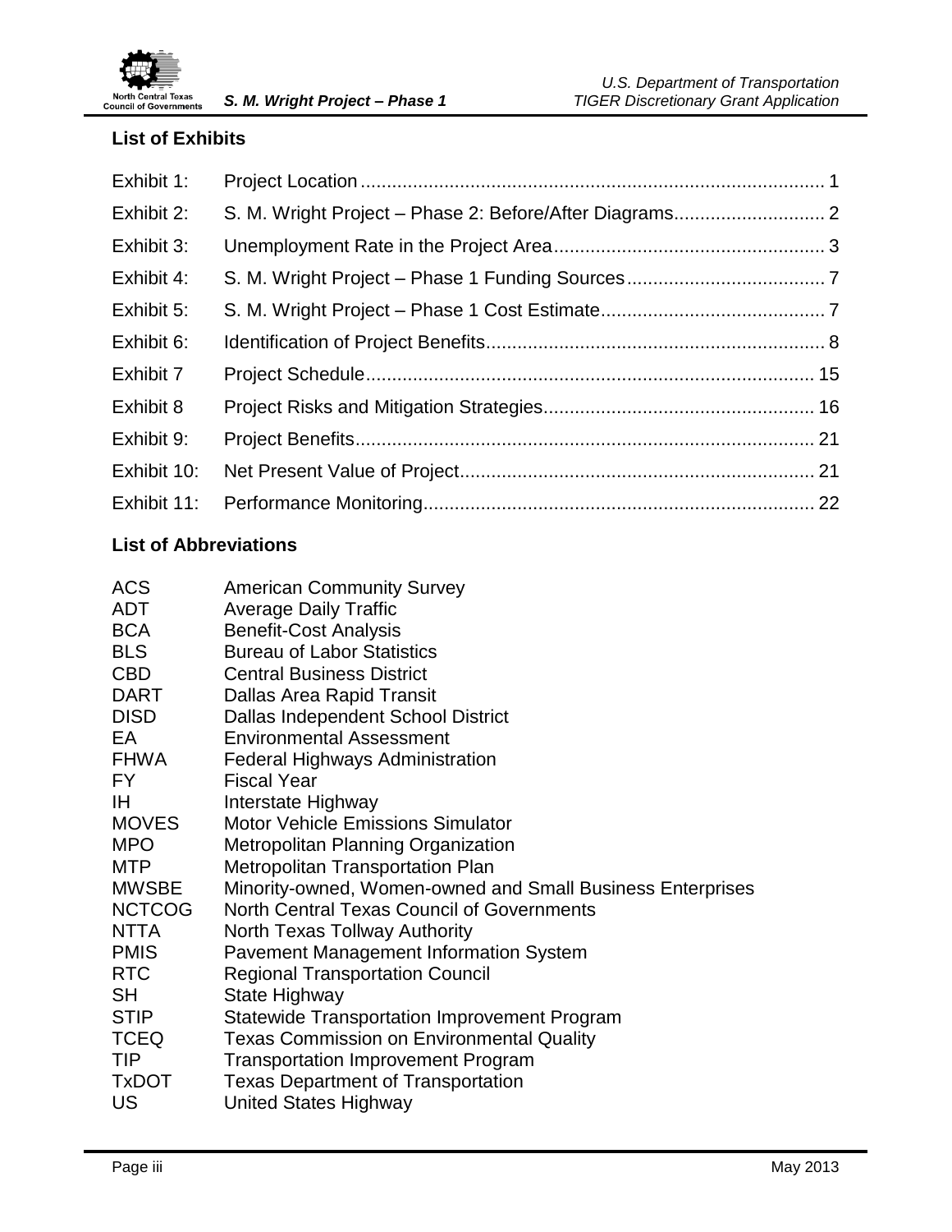### List of Exhibits

| | | |
|---|---|---|
| Exhibit 1: | Project Location | 1 |
| Exhibit 2: | S. M. Wright Project – Phase 2: Before/After Diagrams | 2 |
| Exhibit 3: | Unemployment Rate in the Project Area | 3 |
| Exhibit 4: | S. M. Wright Project – Phase 1 Funding Sources | 7 |
| Exhibit 5: | S. M. Wright Project – Phase 1 Cost Estimate | 7 |
| Exhibit 6: | Identification of Project Benefits | 8 |
| Exhibit 7 | Project Schedule | 15 |
| Exhibit 8 | Project Risks and Mitigation Strategies | 16 |
| Exhibit 9: | Project Benefits | 21 |
| Exhibit 10: | Net Present Value of Project | 21 |
| Exhibit 11: | Performance Monitoring | 22 |

### List of Abbreviations

| | |
|---|---|
| ACS | American Community Survey |
| ADT | Average Daily Traffic |
| BCA | Benefit-Cost Analysis |
| BLS | Bureau of Labor Statistics |
| CBD | Central Business District |
| DART | Dallas Area Rapid Transit |
| DISD | Dallas Independent School District |
| EA | Environmental Assessment |
| FHWA | Federal Highways Administration |
| FY | Fiscal Year |
| IH | Interstate Highway |
| MOVES | Motor Vehicle Emissions Simulator |
| MPO | Metropolitan Planning Organization |
| MTP | Metropolitan Transportation Plan |
| MWSBE | Minority-owned, Women-owned and Small Business Enterprises |
| NCTCOG | North Central Texas Council of Governments |
| NTTA | North Texas Tollway Authority |
| PMIS | Pavement Management Information System |
| RTC | Regional Transportation Council |
| SH | State Highway |
| STIP | Statewide Transportation Improvement Program |
| TCEQ | Texas Commission on Environmental Quality |
| TIP | Transportation Improvement Program |
| TxDOT | Texas Department of Transportation |
| US | United States Highway |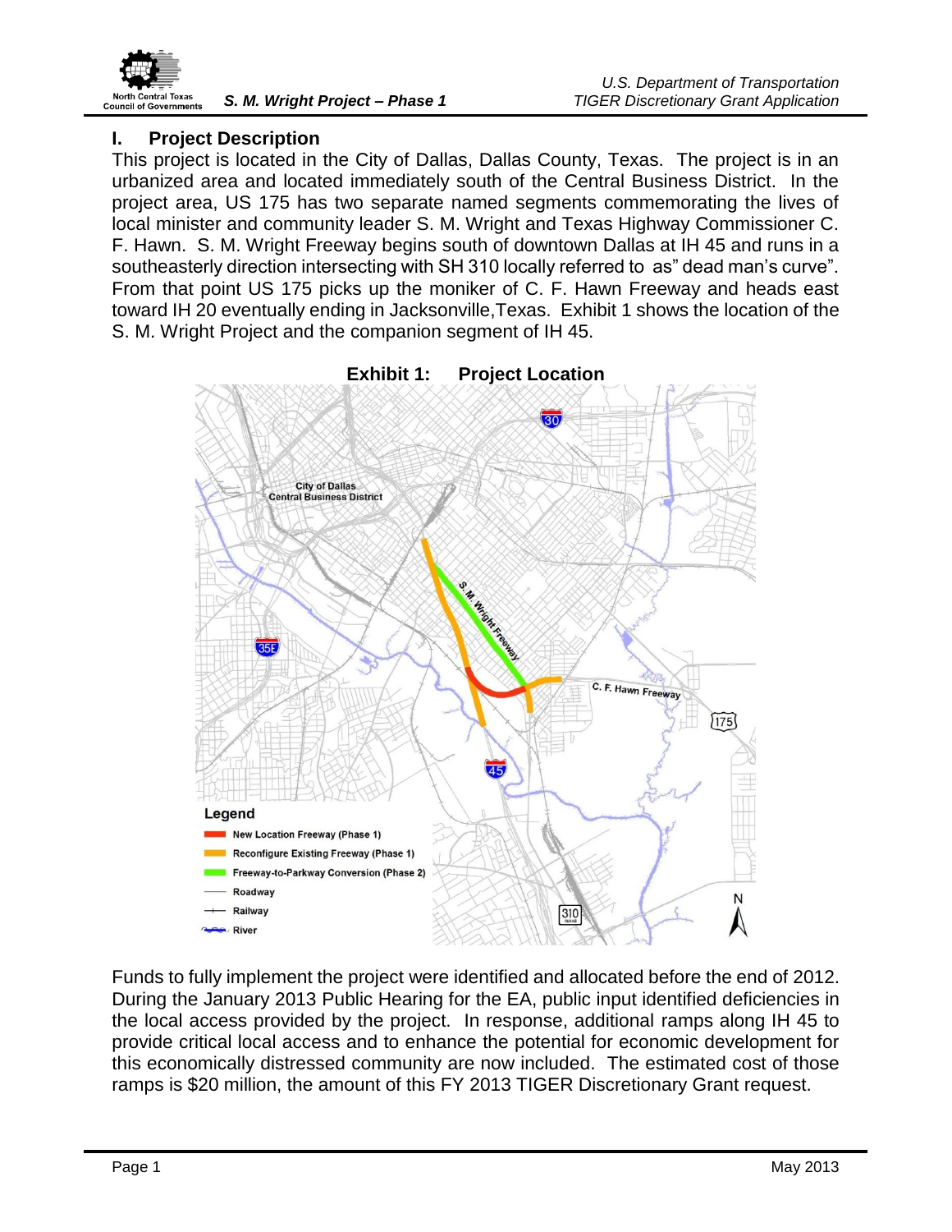# I. Project Description

This project is located in the City of Dallas, Dallas County, Texas. The project is in an urbanized area and located immediately south of the Central Business District. In the project area, US 175 has two separate named segments commemorating the lives of local minister and community leader S. M. Wright and Texas Highway Commissioner C. F. Hawn. S. M. Wright Freeway begins south of downtown Dallas at IH 45 and runs in a southeasterly direction intersecting with SH 310 locally referred to as" dead man's curve". From that point US 175 picks up the moniker of C. F. Hawn Freeway and heads east toward IH 20 eventually ending in Jacksonville,Texas. Exhibit 1 shows the location of the S. M. Wright Project and the companion segment of IH 45.

**Exhibit 1: Project Location**

Funds to fully implement the project were identified and allocated before the end of 2012. During the January 2013 Public Hearing for the EA, public input identified deficiencies in the local access provided by the project. In response, additional ramps along IH 45 to provide critical local access and to enhance the potential for economic development for this economically distressed community are now included. The estimated cost of those ramps is $20 million, the amount of this FY 2013 TIGER Discretionary Grant request.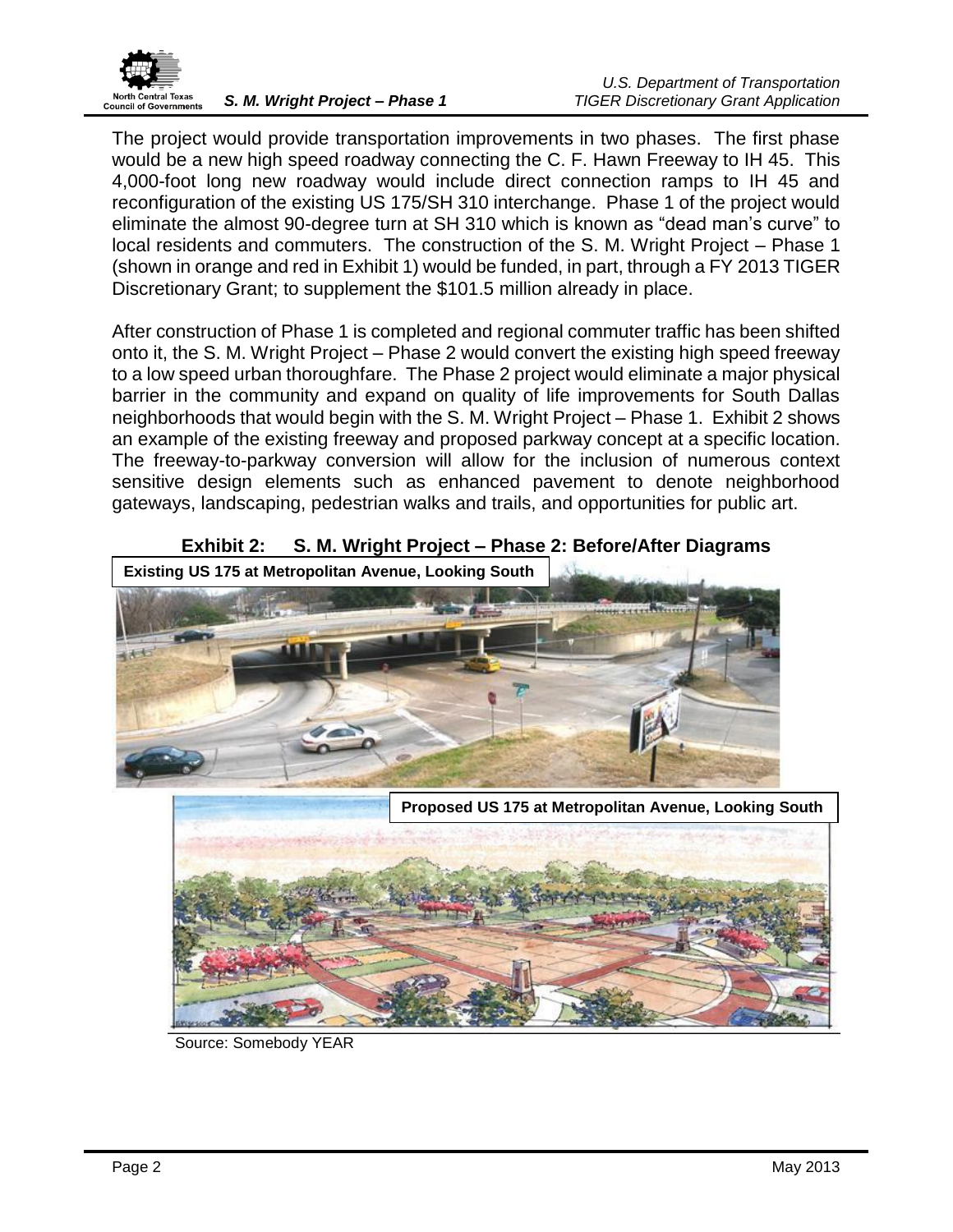The project would provide transportation improvements in two phases. The first phase would be a new high speed roadway connecting the C. F. Hawn Freeway to IH 45. This 4,000-foot long new roadway would include direct connection ramps to IH 45 and reconfiguration of the existing US 175/SH 310 interchange. Phase 1 of the project would eliminate the almost 90-degree turn at SH 310 which is known as "dead man's curve" to local residents and commuters. The construction of the S. M. Wright Project – Phase 1 (shown in orange and red in Exhibit 1) would be funded, in part, through a FY 2013 TIGER Discretionary Grant; to supplement the $101.5 million already in place.

After construction of Phase 1 is completed and regional commuter traffic has been shifted onto it, the S. M. Wright Project – Phase 2 would convert the existing high speed freeway to a low speed urban thoroughfare. The Phase 2 project would eliminate a major physical barrier in the community and expand on quality of life improvements for South Dallas neighborhoods that would begin with the S. M. Wright Project – Phase 1. Exhibit 2 shows an example of the existing freeway and proposed parkway concept at a specific location. The freeway-to-parkway conversion will allow for the inclusion of numerous context sensitive design elements such as enhanced pavement to denote neighborhood gateways, landscaping, pedestrian walks and trails, and opportunities for public art.

**Exhibit 2: S. M. Wright Project – Phase 2: Before/After Diagrams**

**Existing US 175 at Metropolitan Avenue, Looking South**

**Proposed US 175 at Metropolitan Avenue, Looking South**

Source: Somebody YEAR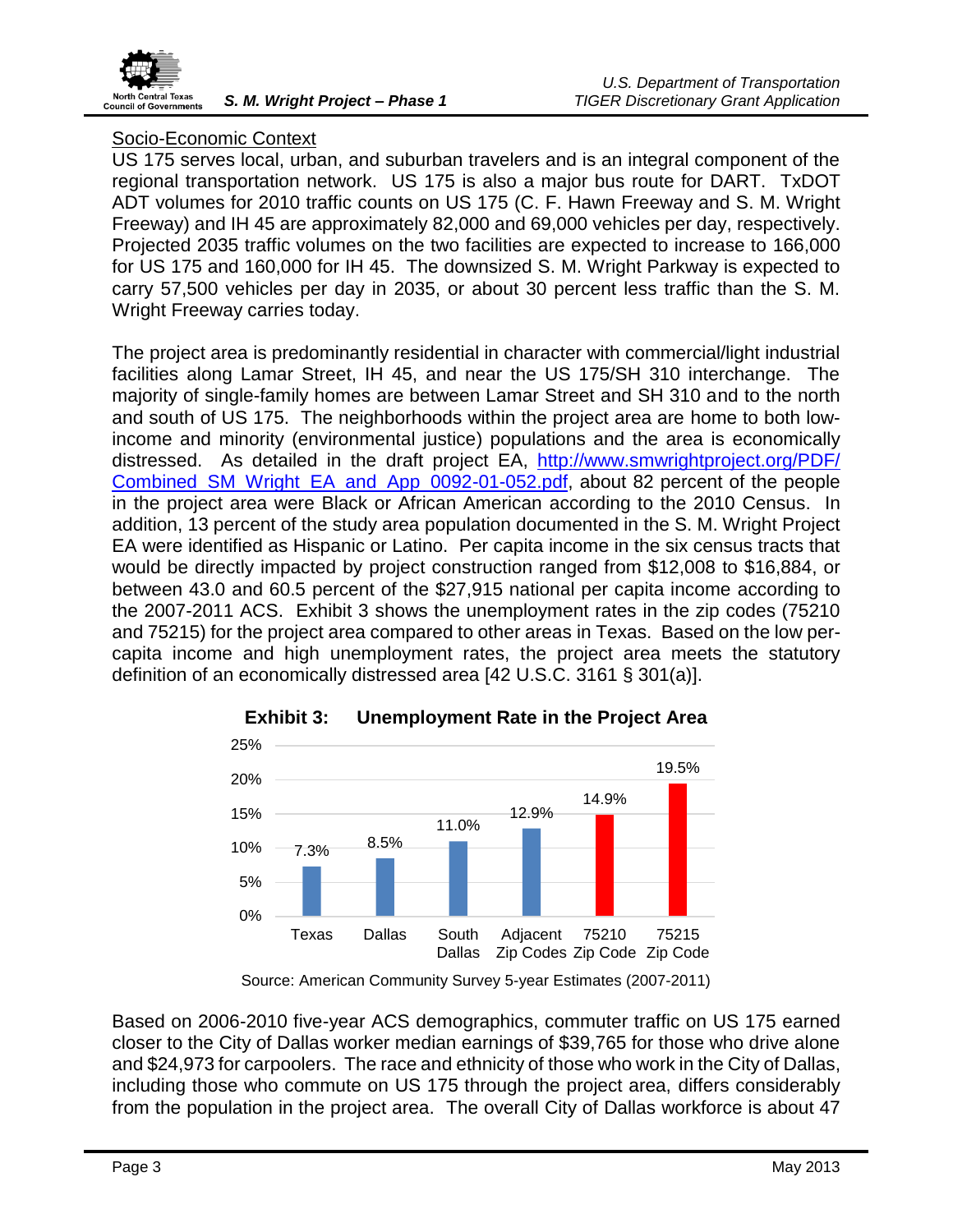Socio-Economic Context

US 175 serves local, urban, and suburban travelers and is an integral component of the regional transportation network. US 175 is also a major bus route for DART. TxDOT ADT volumes for 2010 traffic counts on US 175 (C. F. Hawn Freeway and S. M. Wright Freeway) and IH 45 are approximately 82,000 and 69,000 vehicles per day, respectively. Projected 2035 traffic volumes on the two facilities are expected to increase to 166,000 for US 175 and 160,000 for IH 45. The downsized S. M. Wright Parkway is expected to carry 57,500 vehicles per day in 2035, or about 30 percent less traffic than the S. M. Wright Freeway carries today.

The project area is predominantly residential in character with commercial/light industrial facilities along Lamar Street, IH 45, and near the US 175/SH 310 interchange. The majority of single-family homes are between Lamar Street and SH 310 and to the north and south of US 175. The neighborhoods within the project area are home to both low-income and minority (environmental justice) populations and the area is economically distressed. As detailed in the draft project EA, http://www.smwrightproject.org/PDF/Combined_SM_Wright_EA_and_App_0092-01-052.pdf, about 82 percent of the people in the project area were Black or African American according to the 2010 Census. In addition, 13 percent of the study area population documented in the S. M. Wright Project EA were identified as Hispanic or Latino. Per capita income in the six census tracts that would be directly impacted by project construction ranged from $12,008 to $16,884, or between 43.0 and 60.5 percent of the $27,915 national per capita income according to the 2007-2011 ACS. Exhibit 3 shows the unemployment rates in the zip codes (75210 and 75215) for the project area compared to other areas in Texas. Based on the low per-capita income and high unemployment rates, the project area meets the statutory definition of an economically distressed area [42 U.S.C. 3161 § 301(a)].

**Exhibit 3: Unemployment Rate in the Project Area**

25%
20%
15%
10%
5%
0%

Texas 7.3%
Dallas 8.5%
South Dallas 11.0%
Adjacent Zip Codes 12.9%
75210 Zip Code 14.9%
75215 Zip Code 19.5%

Source: American Community Survey 5-year Estimates (2007-2011)

Based on 2006-2010 five-year ACS demographics, commuter traffic on US 175 earned closer to the City of Dallas worker median earnings of $39,765 for those who drive alone and $24,973 for carpoolers. The race and ethnicity of those who work in the City of Dallas, including those who commute on US 175 through the project area, differs considerably from the population in the project area. The overall City of Dallas workforce is about 47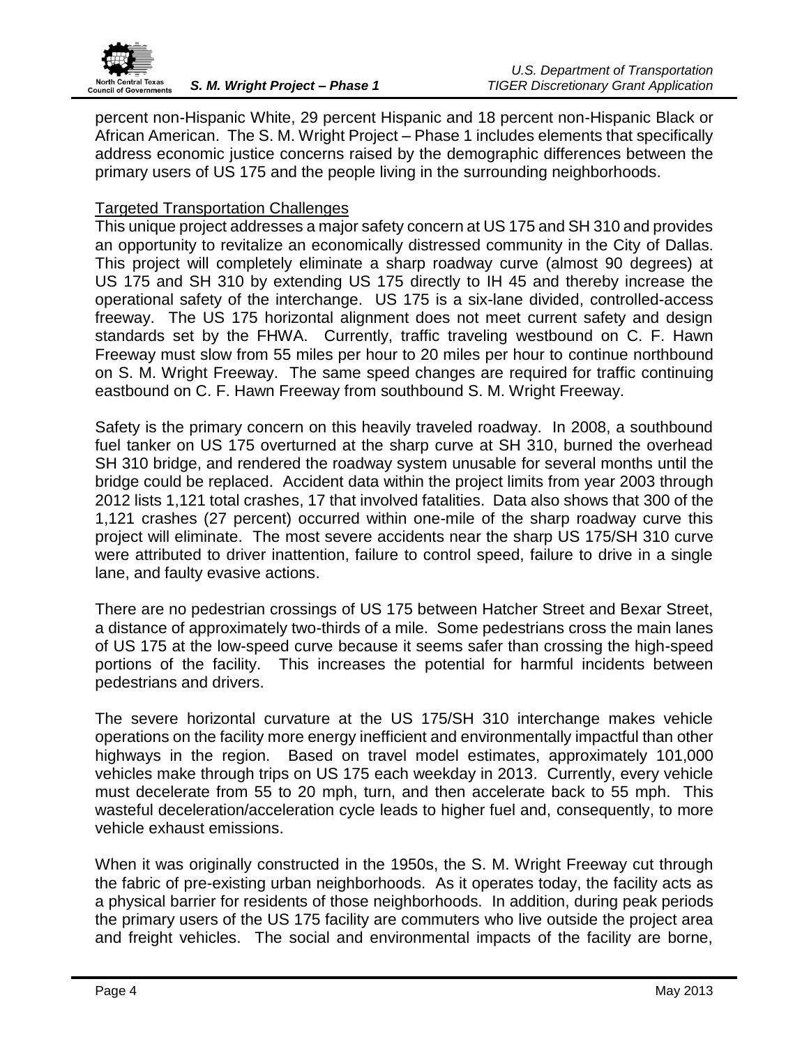percent non-Hispanic White, 29 percent Hispanic and 18 percent non-Hispanic Black or African American. The S. M. Wright Project – Phase 1 includes elements that specifically address economic justice concerns raised by the demographic differences between the primary users of US 175 and the people living in the surrounding neighborhoods.

### Targeted Transportation Challenges

This unique project addresses a major safety concern at US 175 and SH 310 and provides an opportunity to revitalize an economically distressed community in the City of Dallas. This project will completely eliminate a sharp roadway curve (almost 90 degrees) at US 175 and SH 310 by extending US 175 directly to IH 45 and thereby increase the operational safety of the interchange. US 175 is a six-lane divided, controlled-access freeway. The US 175 horizontal alignment does not meet current safety and design standards set by the FHWA. Currently, traffic traveling westbound on C. F. Hawn Freeway must slow from 55 miles per hour to 20 miles per hour to continue northbound on S. M. Wright Freeway. The same speed changes are required for traffic continuing eastbound on C. F. Hawn Freeway from southbound S. M. Wright Freeway.

Safety is the primary concern on this heavily traveled roadway. In 2008, a southbound fuel tanker on US 175 overturned at the sharp curve at SH 310, burned the overhead SH 310 bridge, and rendered the roadway system unusable for several months until the bridge could be replaced. Accident data within the project limits from year 2003 through 2012 lists 1,121 total crashes, 17 that involved fatalities. Data also shows that 300 of the 1,121 crashes (27 percent) occurred within one-mile of the sharp roadway curve this project will eliminate. The most severe accidents near the sharp US 175/SH 310 curve were attributed to driver inattention, failure to control speed, failure to drive in a single lane, and faulty evasive actions.

There are no pedestrian crossings of US 175 between Hatcher Street and Bexar Street, a distance of approximately two-thirds of a mile. Some pedestrians cross the main lanes of US 175 at the low-speed curve because it seems safer than crossing the high-speed portions of the facility. This increases the potential for harmful incidents between pedestrians and drivers.

The severe horizontal curvature at the US 175/SH 310 interchange makes vehicle operations on the facility more energy inefficient and environmentally impactful than other highways in the region. Based on travel model estimates, approximately 101,000 vehicles make through trips on US 175 each weekday in 2013. Currently, every vehicle must decelerate from 55 to 20 mph, turn, and then accelerate back to 55 mph. This wasteful deceleration/acceleration cycle leads to higher fuel and, consequently, to more vehicle exhaust emissions.

When it was originally constructed in the 1950s, the S. M. Wright Freeway cut through the fabric of pre-existing urban neighborhoods. As it operates today, the facility acts as a physical barrier for residents of those neighborhoods. In addition, during peak periods the primary users of the US 175 facility are commuters who live outside the project area and freight vehicles. The social and environmental impacts of the facility are borne,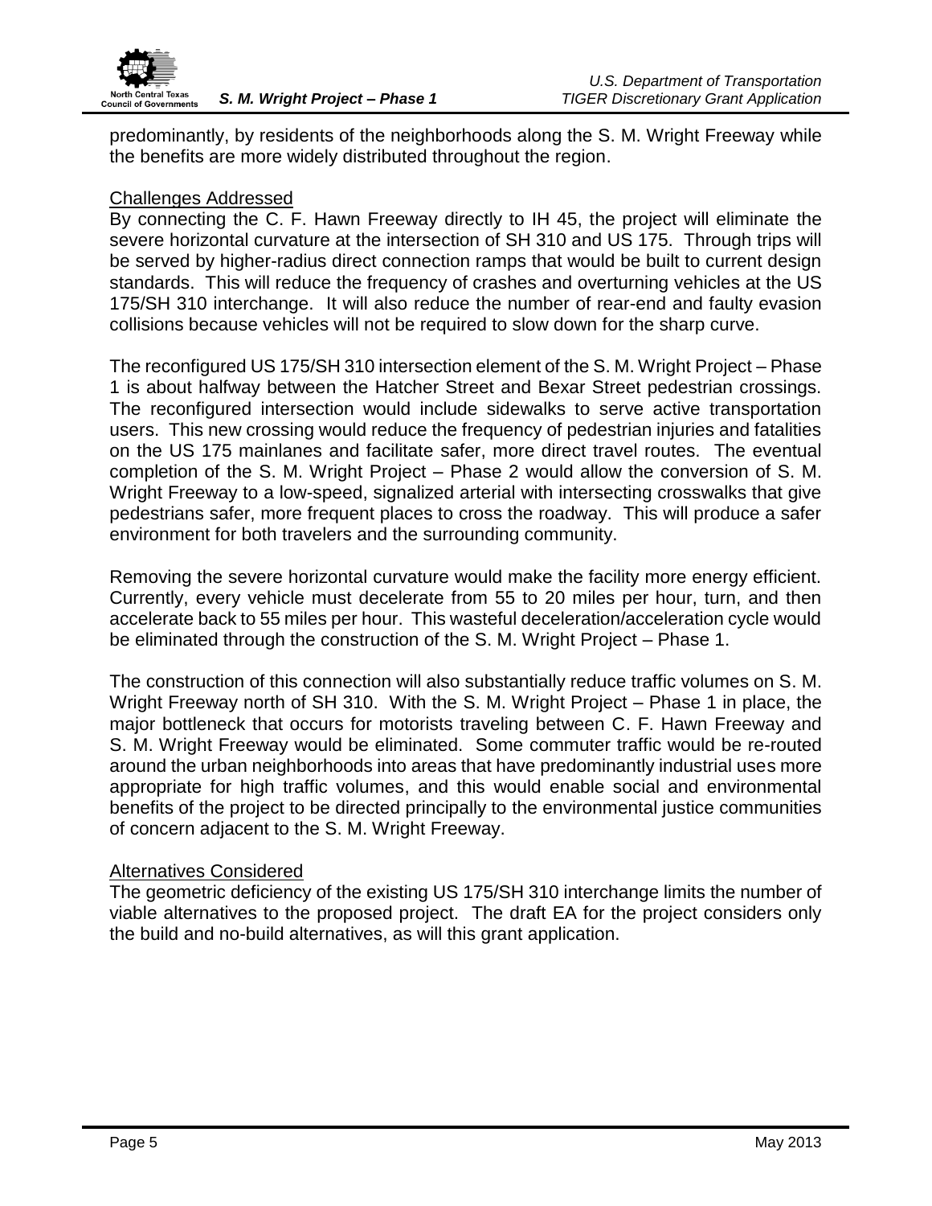predominantly, by residents of the neighborhoods along the S. M. Wright Freeway while the benefits are more widely distributed throughout the region.

### Challenges Addressed

By connecting the C. F. Hawn Freeway directly to IH 45, the project will eliminate the severe horizontal curvature at the intersection of SH 310 and US 175. Through trips will be served by higher-radius direct connection ramps that would be built to current design standards. This will reduce the frequency of crashes and overturning vehicles at the US 175/SH 310 interchange. It will also reduce the number of rear-end and faulty evasion collisions because vehicles will not be required to slow down for the sharp curve.

The reconfigured US 175/SH 310 intersection element of the S. M. Wright Project – Phase 1 is about halfway between the Hatcher Street and Bexar Street pedestrian crossings. The reconfigured intersection would include sidewalks to serve active transportation users. This new crossing would reduce the frequency of pedestrian injuries and fatalities on the US 175 mainlanes and facilitate safer, more direct travel routes. The eventual completion of the S. M. Wright Project – Phase 2 would allow the conversion of S. M. Wright Freeway to a low-speed, signalized arterial with intersecting crosswalks that give pedestrians safer, more frequent places to cross the roadway. This will produce a safer environment for both travelers and the surrounding community.

Removing the severe horizontal curvature would make the facility more energy efficient. Currently, every vehicle must decelerate from 55 to 20 miles per hour, turn, and then accelerate back to 55 miles per hour. This wasteful deceleration/acceleration cycle would be eliminated through the construction of the S. M. Wright Project – Phase 1.

The construction of this connection will also substantially reduce traffic volumes on S. M. Wright Freeway north of SH 310. With the S. M. Wright Project – Phase 1 in place, the major bottleneck that occurs for motorists traveling between C. F. Hawn Freeway and S. M. Wright Freeway would be eliminated. Some commuter traffic would be re-routed around the urban neighborhoods into areas that have predominantly industrial uses more appropriate for high traffic volumes, and this would enable social and environmental benefits of the project to be directed principally to the environmental justice communities of concern adjacent to the S. M. Wright Freeway.

### Alternatives Considered

The geometric deficiency of the existing US 175/SH 310 interchange limits the number of viable alternatives to the proposed project. The draft EA for the project considers only the build and no-build alternatives, as will this grant application.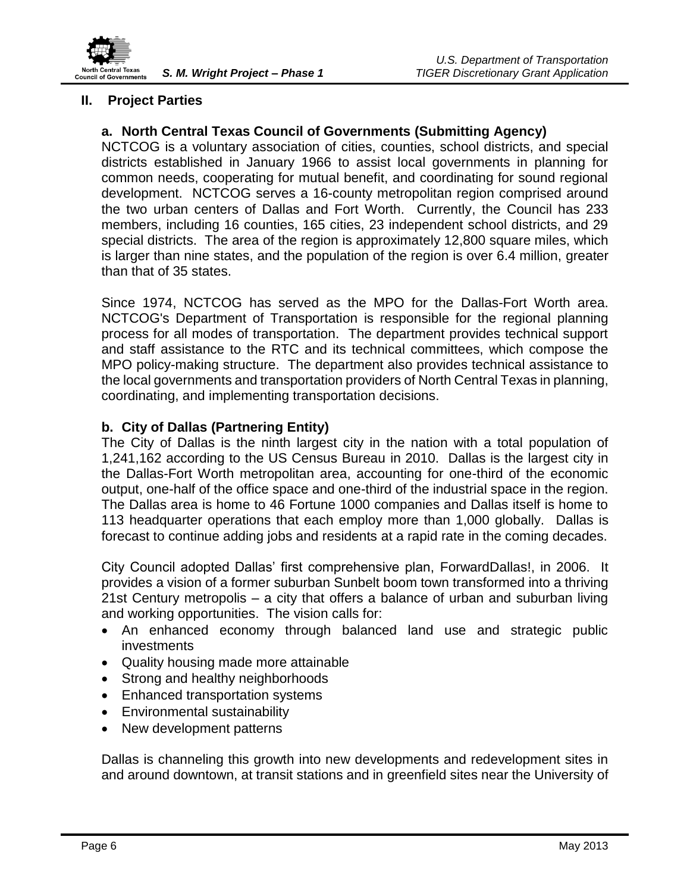## II. Project Parties

### a. North Central Texas Council of Governments (Submitting Agency)

NCTCOG is a voluntary association of cities, counties, school districts, and special districts established in January 1966 to assist local governments in planning for common needs, cooperating for mutual benefit, and coordinating for sound regional development. NCTCOG serves a 16-county metropolitan region comprised around the two urban centers of Dallas and Fort Worth. Currently, the Council has 233 members, including 16 counties, 165 cities, 23 independent school districts, and 29 special districts. The area of the region is approximately 12,800 square miles, which is larger than nine states, and the population of the region is over 6.4 million, greater than that of 35 states.

Since 1974, NCTCOG has served as the MPO for the Dallas-Fort Worth area. NCTCOG's Department of Transportation is responsible for the regional planning process for all modes of transportation. The department provides technical support and staff assistance to the RTC and its technical committees, which compose the MPO policy-making structure. The department also provides technical assistance to the local governments and transportation providers of North Central Texas in planning, coordinating, and implementing transportation decisions.

### b. City of Dallas (Partnering Entity)

The City of Dallas is the ninth largest city in the nation with a total population of 1,241,162 according to the US Census Bureau in 2010. Dallas is the largest city in the Dallas-Fort Worth metropolitan area, accounting for one-third of the economic output, one-half of the office space and one-third of the industrial space in the region. The Dallas area is home to 46 Fortune 1000 companies and Dallas itself is home to 113 headquarter operations that each employ more than 1,000 globally. Dallas is forecast to continue adding jobs and residents at a rapid rate in the coming decades.

City Council adopted Dallas' first comprehensive plan, ForwardDallas!, in 2006. It provides a vision of a former suburban Sunbelt boom town transformed into a thriving 21st Century metropolis – a city that offers a balance of urban and suburban living and working opportunities. The vision calls for:

- An enhanced economy through balanced land use and strategic public investments
- Quality housing made more attainable
- Strong and healthy neighborhoods
- Enhanced transportation systems
- Environmental sustainability
- New development patterns

Dallas is channeling this growth into new developments and redevelopment sites in and around downtown, at transit stations and in greenfield sites near the University of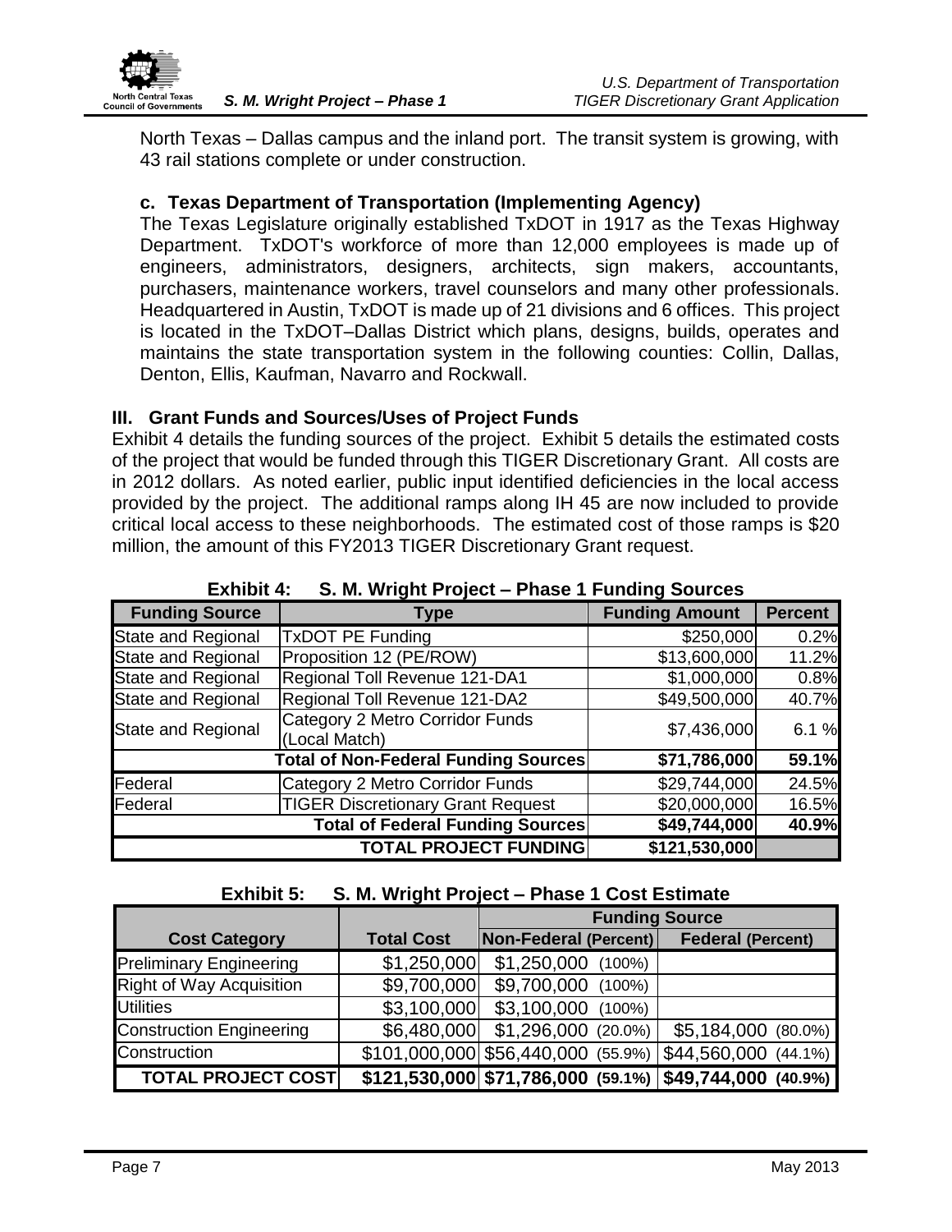North Texas – Dallas campus and the inland port. The transit system is growing, with 43 rail stations complete or under construction.

### c. Texas Department of Transportation (Implementing Agency)

The Texas Legislature originally established TxDOT in 1917 as the Texas Highway Department. TxDOT's workforce of more than 12,000 employees is made up of engineers, administrators, designers, architects, sign makers, accountants, purchasers, maintenance workers, travel counselors and many other professionals. Headquartered in Austin, TxDOT is made up of 21 divisions and 6 offices. This project is located in the TxDOT–Dallas District which plans, designs, builds, operates and maintains the state transportation system in the following counties: Collin, Dallas, Denton, Ellis, Kaufman, Navarro and Rockwall.

## III. Grant Funds and Sources/Uses of Project Funds

Exhibit 4 details the funding sources of the project. Exhibit 5 details the estimated costs of the project that would be funded through this TIGER Discretionary Grant. All costs are in 2012 dollars. As noted earlier, public input identified deficiencies in the local access provided by the project. The additional ramps along IH 45 are now included to provide critical local access to these neighborhoods. The estimated cost of those ramps is $20 million, the amount of this FY2013 TIGER Discretionary Grant request.

**Exhibit 4: S. M. Wright Project – Phase 1 Funding Sources**

| Funding Source | Type | Funding Amount | Percent |
|---|---|---|---|
| State and Regional | TxDOT PE Funding | $250,000 | 0.2% |
| State and Regional | Proposition 12 (PE/ROW) | $13,600,000 | 11.2% |
| State and Regional | Regional Toll Revenue 121-DA1 | $1,000,000 | 0.8% |
| State and Regional | Regional Toll Revenue 121-DA2 | $49,500,000 | 40.7% |
| State and Regional | Category 2 Metro Corridor Funds (Local Match) | $7,436,000 | 6.1 % |
| | **Total of Non-Federal Funding Sources** | **$71,786,000** | **59.1%** |
| Federal | Category 2 Metro Corridor Funds | $29,744,000 | 24.5% |
| Federal | TIGER Discretionary Grant Request | $20,000,000 | 16.5% |
| | **Total of Federal Funding Sources** | **$49,744,000** | **40.9%** |
| | **TOTAL PROJECT FUNDING** | **$121,530,000** | |

**Exhibit 5: S. M. Wright Project – Phase 1 Cost Estimate**

| | | Funding Source | |
|---|---|---|---|
| **Cost Category** | **Total Cost** | **Non-Federal (Percent)** | **Federal (Percent)** |
| Preliminary Engineering | $1,250,000 | $1,250,000 (100%) | |
| Right of Way Acquisition | $9,700,000 | $9,700,000 (100%) | |
| Utilities | $3,100,000 | $3,100,000 (100%) | |
| Construction Engineering | $6,480,000 | $1,296,000 (20.0%) | $5,184,000 (80.0%) |
| Construction | $101,000,000 | $56,440,000 (55.9%) | $44,560,000 (44.1%) |
| **TOTAL PROJECT COST** | **$121,530,000** | **$71,786,000 (59.1%)** | **$49,744,000 (40.9%)** |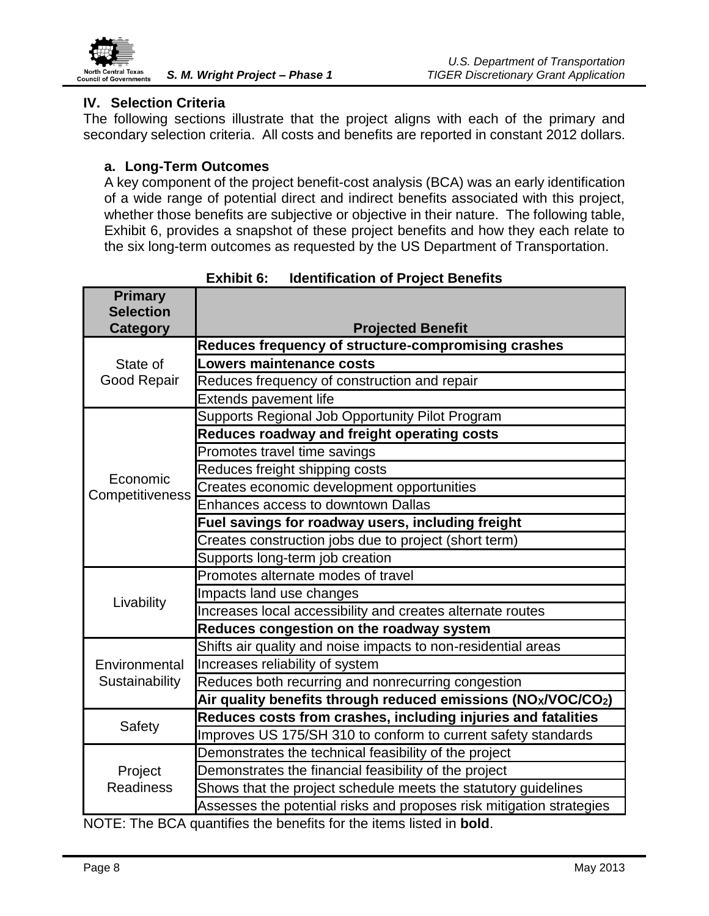## IV. Selection Criteria

The following sections illustrate that the project aligns with each of the primary and secondary selection criteria. All costs and benefits are reported in constant 2012 dollars.

### a. Long-Term Outcomes

A key component of the project benefit-cost analysis (BCA) was an early identification of a wide range of potential direct and indirect benefits associated with this project, whether those benefits are subjective or objective in their nature. The following table, Exhibit 6, provides a snapshot of these project benefits and how they each relate to the six long-term outcomes as requested by the US Department of Transportation.

**Exhibit 6: Identification of Project Benefits**

| Primary Selection Category | Projected Benefit |
|---|---|
| State of Good Repair | **Reduces frequency of structure-compromising crashes** |
| | **Lowers maintenance costs** |
| | Reduces frequency of construction and repair |
| | Extends pavement life |
| Economic Competitiveness | Supports Regional Job Opportunity Pilot Program |
| | **Reduces roadway and freight operating costs** |
| | Promotes travel time savings |
| | Reduces freight shipping costs |
| | Creates economic development opportunities |
| | Enhances access to downtown Dallas |
| | **Fuel savings for roadway users, including freight** |
| | Creates construction jobs due to project (short term) |
| | Supports long-term job creation |
| Livability | Promotes alternate modes of travel |
| | Impacts land use changes |
| | Increases local accessibility and creates alternate routes |
| | **Reduces congestion on the roadway system** |
| Environmental Sustainability | Shifts air quality and noise impacts to non-residential areas |
| | Increases reliability of system |
| | Reduces both recurring and nonrecurring congestion |
| | **Air quality benefits through reduced emissions ($NO_X$/VOC/$CO_2$)** |
| Safety | **Reduces costs from crashes, including injuries and fatalities** |
| | Improves US 175/SH 310 to conform to current safety standards |
| Project Readiness | Demonstrates the technical feasibility of the project |
| | Demonstrates the financial feasibility of the project |
| | Shows that the project schedule meets the statutory guidelines |
| | Assesses the potential risks and proposes risk mitigation strategies |

NOTE: The BCA quantifies the benefits for the items listed in **bold**.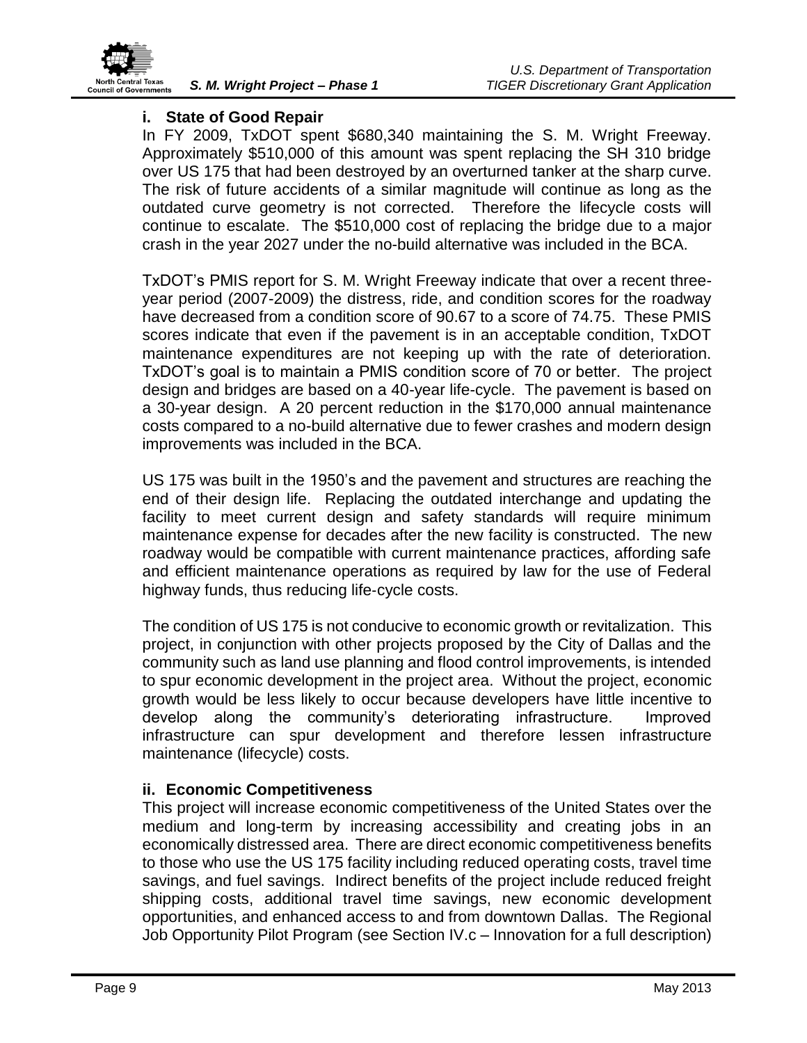### i. State of Good Repair

In FY 2009, TxDOT spent $680,340 maintaining the S. M. Wright Freeway. Approximately $510,000 of this amount was spent replacing the SH 310 bridge over US 175 that had been destroyed by an overturned tanker at the sharp curve. The risk of future accidents of a similar magnitude will continue as long as the outdated curve geometry is not corrected. Therefore the lifecycle costs will continue to escalate. The $510,000 cost of replacing the bridge due to a major crash in the year 2027 under the no-build alternative was included in the BCA.

TxDOT's PMIS report for S. M. Wright Freeway indicate that over a recent three-year period (2007-2009) the distress, ride, and condition scores for the roadway have decreased from a condition score of 90.67 to a score of 74.75. These PMIS scores indicate that even if the pavement is in an acceptable condition, TxDOT maintenance expenditures are not keeping up with the rate of deterioration. TxDOT's goal is to maintain a PMIS condition score of 70 or better. The project design and bridges are based on a 40-year life-cycle. The pavement is based on a 30-year design. A 20 percent reduction in the $170,000 annual maintenance costs compared to a no-build alternative due to fewer crashes and modern design improvements was included in the BCA.

US 175 was built in the 1950's and the pavement and structures are reaching the end of their design life. Replacing the outdated interchange and updating the facility to meet current design and safety standards will require minimum maintenance expense for decades after the new facility is constructed. The new roadway would be compatible with current maintenance practices, affording safe and efficient maintenance operations as required by law for the use of Federal highway funds, thus reducing life-cycle costs.

The condition of US 175 is not conducive to economic growth or revitalization. This project, in conjunction with other projects proposed by the City of Dallas and the community such as land use planning and flood control improvements, is intended to spur economic development in the project area. Without the project, economic growth would be less likely to occur because developers have little incentive to develop along the community's deteriorating infrastructure. Improved infrastructure can spur development and therefore lessen infrastructure maintenance (lifecycle) costs.

### ii. Economic Competitiveness

This project will increase economic competitiveness of the United States over the medium and long-term by increasing accessibility and creating jobs in an economically distressed area. There are direct economic competitiveness benefits to those who use the US 175 facility including reduced operating costs, travel time savings, and fuel savings. Indirect benefits of the project include reduced freight shipping costs, additional travel time savings, new economic development opportunities, and enhanced access to and from downtown Dallas. The Regional Job Opportunity Pilot Program (see Section IV.c – Innovation for a full description)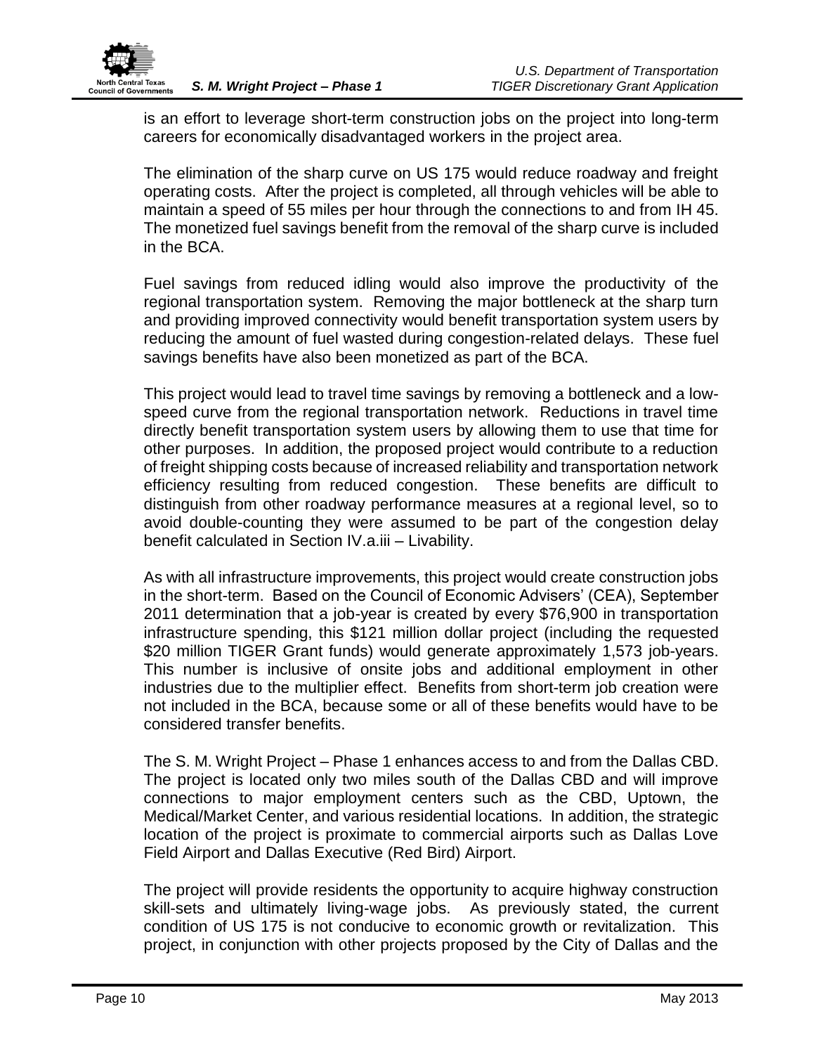is an effort to leverage short-term construction jobs on the project into long-term careers for economically disadvantaged workers in the project area.

The elimination of the sharp curve on US 175 would reduce roadway and freight operating costs. After the project is completed, all through vehicles will be able to maintain a speed of 55 miles per hour through the connections to and from IH 45. The monetized fuel savings benefit from the removal of the sharp curve is included in the BCA.

Fuel savings from reduced idling would also improve the productivity of the regional transportation system. Removing the major bottleneck at the sharp turn and providing improved connectivity would benefit transportation system users by reducing the amount of fuel wasted during congestion-related delays. These fuel savings benefits have also been monetized as part of the BCA.

This project would lead to travel time savings by removing a bottleneck and a low-speed curve from the regional transportation network. Reductions in travel time directly benefit transportation system users by allowing them to use that time for other purposes. In addition, the proposed project would contribute to a reduction of freight shipping costs because of increased reliability and transportation network efficiency resulting from reduced congestion. These benefits are difficult to distinguish from other roadway performance measures at a regional level, so to avoid double-counting they were assumed to be part of the congestion delay benefit calculated in Section IV.a.iii – Livability.

As with all infrastructure improvements, this project would create construction jobs in the short-term. Based on the Council of Economic Advisers' (CEA), September 2011 determination that a job-year is created by every $76,900 in transportation infrastructure spending, this $121 million dollar project (including the requested $20 million TIGER Grant funds) would generate approximately 1,573 job-years. This number is inclusive of onsite jobs and additional employment in other industries due to the multiplier effect. Benefits from short-term job creation were not included in the BCA, because some or all of these benefits would have to be considered transfer benefits.

The S. M. Wright Project – Phase 1 enhances access to and from the Dallas CBD. The project is located only two miles south of the Dallas CBD and will improve connections to major employment centers such as the CBD, Uptown, the Medical/Market Center, and various residential locations. In addition, the strategic location of the project is proximate to commercial airports such as Dallas Love Field Airport and Dallas Executive (Red Bird) Airport.

The project will provide residents the opportunity to acquire highway construction skill-sets and ultimately living-wage jobs. As previously stated, the current condition of US 175 is not conducive to economic growth or revitalization. This project, in conjunction with other projects proposed by the City of Dallas and the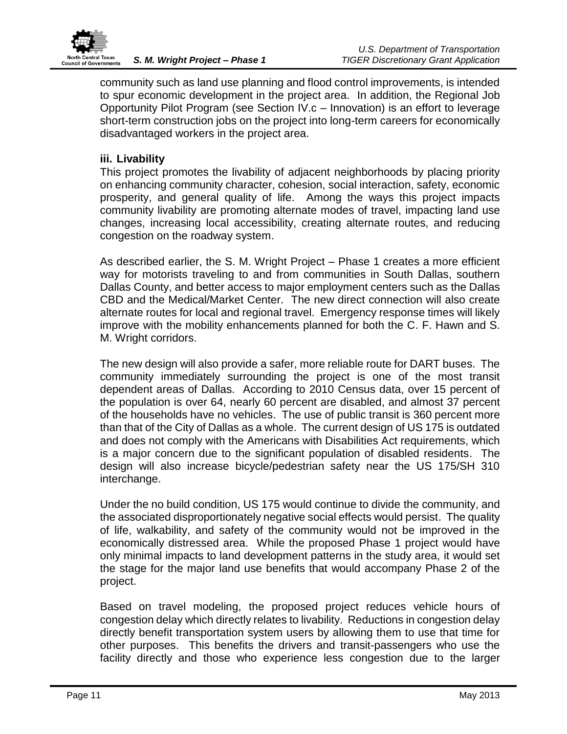community such as land use planning and flood control improvements, is intended to spur economic development in the project area. In addition, the Regional Job Opportunity Pilot Program (see Section IV.c – Innovation) is an effort to leverage short-term construction jobs on the project into long-term careers for economically disadvantaged workers in the project area.

### iii. Livability

This project promotes the livability of adjacent neighborhoods by placing priority on enhancing community character, cohesion, social interaction, safety, economic prosperity, and general quality of life. Among the ways this project impacts community livability are promoting alternate modes of travel, impacting land use changes, increasing local accessibility, creating alternate routes, and reducing congestion on the roadway system.

As described earlier, the S. M. Wright Project – Phase 1 creates a more efficient way for motorists traveling to and from communities in South Dallas, southern Dallas County, and better access to major employment centers such as the Dallas CBD and the Medical/Market Center. The new direct connection will also create alternate routes for local and regional travel. Emergency response times will likely improve with the mobility enhancements planned for both the C. F. Hawn and S. M. Wright corridors.

The new design will also provide a safer, more reliable route for DART buses. The community immediately surrounding the project is one of the most transit dependent areas of Dallas. According to 2010 Census data, over 15 percent of the population is over 64, nearly 60 percent are disabled, and almost 37 percent of the households have no vehicles. The use of public transit is 360 percent more than that of the City of Dallas as a whole. The current design of US 175 is outdated and does not comply with the Americans with Disabilities Act requirements, which is a major concern due to the significant population of disabled residents. The design will also increase bicycle/pedestrian safety near the US 175/SH 310 interchange.

Under the no build condition, US 175 would continue to divide the community, and the associated disproportionately negative social effects would persist. The quality of life, walkability, and safety of the community would not be improved in the economically distressed area. While the proposed Phase 1 project would have only minimal impacts to land development patterns in the study area, it would set the stage for the major land use benefits that would accompany Phase 2 of the project.

Based on travel modeling, the proposed project reduces vehicle hours of congestion delay which directly relates to livability. Reductions in congestion delay directly benefit transportation system users by allowing them to use that time for other purposes. This benefits the drivers and transit-passengers who use the facility directly and those who experience less congestion due to the larger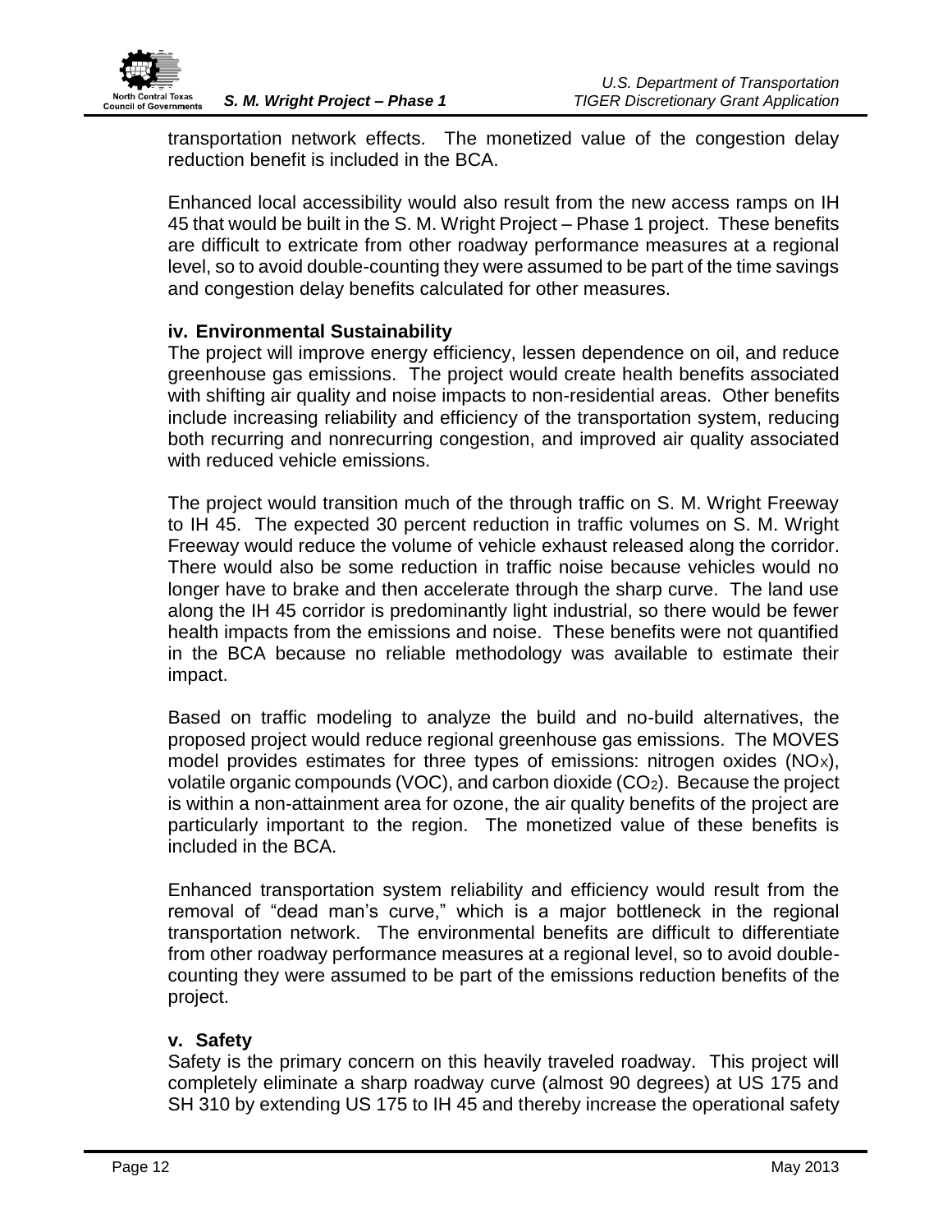transportation network effects. The monetized value of the congestion delay reduction benefit is included in the BCA.

Enhanced local accessibility would also result from the new access ramps on IH 45 that would be built in the S. M. Wright Project – Phase 1 project. These benefits are difficult to extricate from other roadway performance measures at a regional level, so to avoid double-counting they were assumed to be part of the time savings and congestion delay benefits calculated for other measures.

### iv. Environmental Sustainability

The project will improve energy efficiency, lessen dependence on oil, and reduce greenhouse gas emissions. The project would create health benefits associated with shifting air quality and noise impacts to non-residential areas. Other benefits include increasing reliability and efficiency of the transportation system, reducing both recurring and nonrecurring congestion, and improved air quality associated with reduced vehicle emissions.

The project would transition much of the through traffic on S. M. Wright Freeway to IH 45. The expected 30 percent reduction in traffic volumes on S. M. Wright Freeway would reduce the volume of vehicle exhaust released along the corridor. There would also be some reduction in traffic noise because vehicles would no longer have to brake and then accelerate through the sharp curve. The land use along the IH 45 corridor is predominantly light industrial, so there would be fewer health impacts from the emissions and noise. These benefits were not quantified in the BCA because no reliable methodology was available to estimate their impact.

Based on traffic modeling to analyze the build and no-build alternatives, the proposed project would reduce regional greenhouse gas emissions. The MOVES model provides estimates for three types of emissions: nitrogen oxides ($NO_X$), volatile organic compounds (VOC), and carbon dioxide ($CO_2$). Because the project is within a non-attainment area for ozone, the air quality benefits of the project are particularly important to the region. The monetized value of these benefits is included in the BCA.

Enhanced transportation system reliability and efficiency would result from the removal of "dead man's curve," which is a major bottleneck in the regional transportation network. The environmental benefits are difficult to differentiate from other roadway performance measures at a regional level, so to avoid double-counting they were assumed to be part of the emissions reduction benefits of the project.

### v. Safety

Safety is the primary concern on this heavily traveled roadway. This project will completely eliminate a sharp roadway curve (almost 90 degrees) at US 175 and SH 310 by extending US 175 to IH 45 and thereby increase the operational safety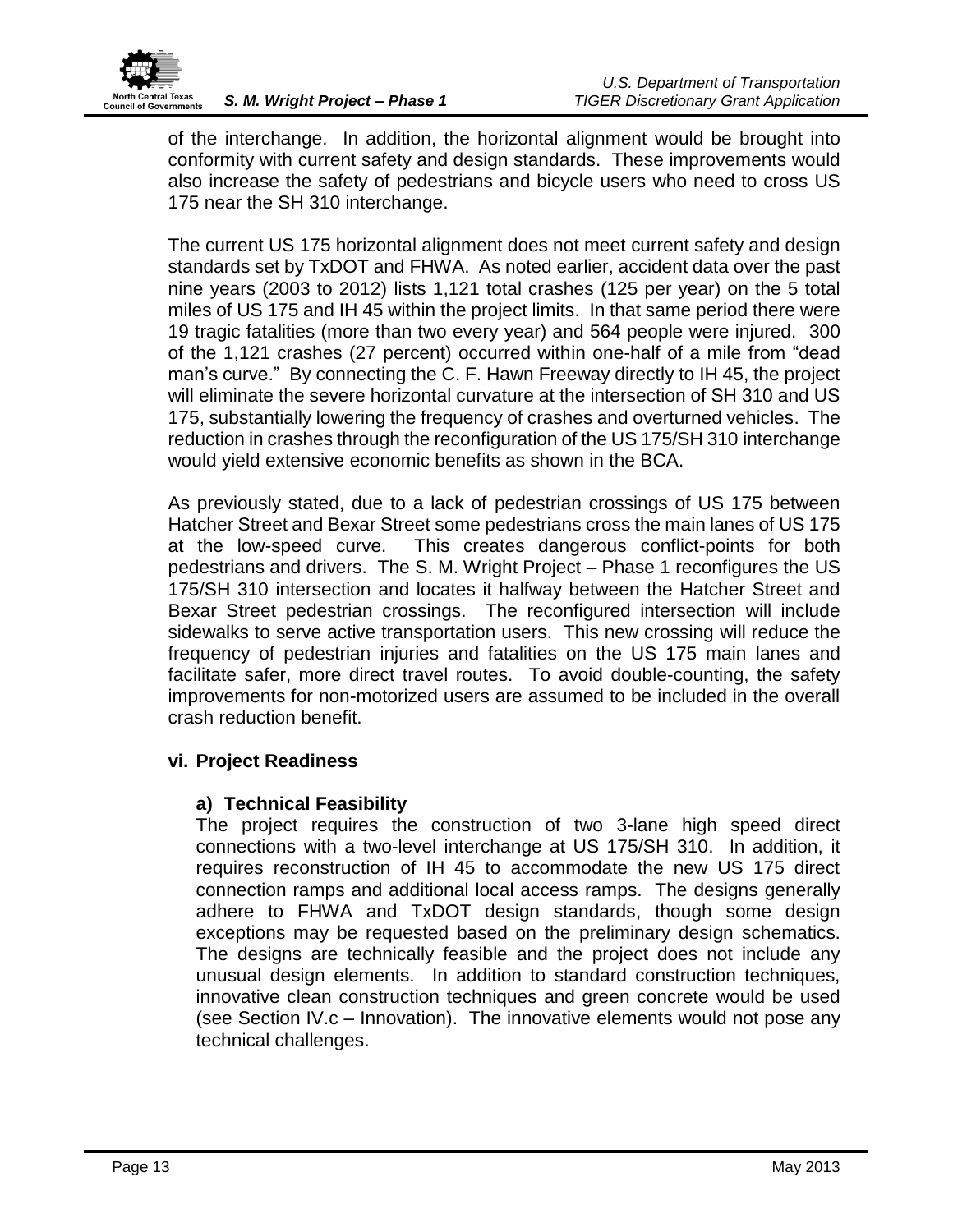of the interchange. In addition, the horizontal alignment would be brought into conformity with current safety and design standards. These improvements would also increase the safety of pedestrians and bicycle users who need to cross US 175 near the SH 310 interchange.

The current US 175 horizontal alignment does not meet current safety and design standards set by TxDOT and FHWA. As noted earlier, accident data over the past nine years (2003 to 2012) lists 1,121 total crashes (125 per year) on the 5 total miles of US 175 and IH 45 within the project limits. In that same period there were 19 tragic fatalities (more than two every year) and 564 people were injured. 300 of the 1,121 crashes (27 percent) occurred within one-half of a mile from "dead man's curve." By connecting the C. F. Hawn Freeway directly to IH 45, the project will eliminate the severe horizontal curvature at the intersection of SH 310 and US 175, substantially lowering the frequency of crashes and overturned vehicles. The reduction in crashes through the reconfiguration of the US 175/SH 310 interchange would yield extensive economic benefits as shown in the BCA.

As previously stated, due to a lack of pedestrian crossings of US 175 between Hatcher Street and Bexar Street some pedestrians cross the main lanes of US 175 at the low-speed curve. This creates dangerous conflict-points for both pedestrians and drivers. The S. M. Wright Project – Phase 1 reconfigures the US 175/SH 310 intersection and locates it halfway between the Hatcher Street and Bexar Street pedestrian crossings. The reconfigured intersection will include sidewalks to serve active transportation users. This new crossing will reduce the frequency of pedestrian injuries and fatalities on the US 175 main lanes and facilitate safer, more direct travel routes. To avoid double-counting, the safety improvements for non-motorized users are assumed to be included in the overall crash reduction benefit.

### vi. Project Readiness

#### a) Technical Feasibility

The project requires the construction of two 3-lane high speed direct connections with a two-level interchange at US 175/SH 310. In addition, it requires reconstruction of IH 45 to accommodate the new US 175 direct connection ramps and additional local access ramps. The designs generally adhere to FHWA and TxDOT design standards, though some design exceptions may be requested based on the preliminary design schematics. The designs are technically feasible and the project does not include any unusual design elements. In addition to standard construction techniques, innovative clean construction techniques and green concrete would be used (see Section IV.c – Innovation). The innovative elements would not pose any technical challenges.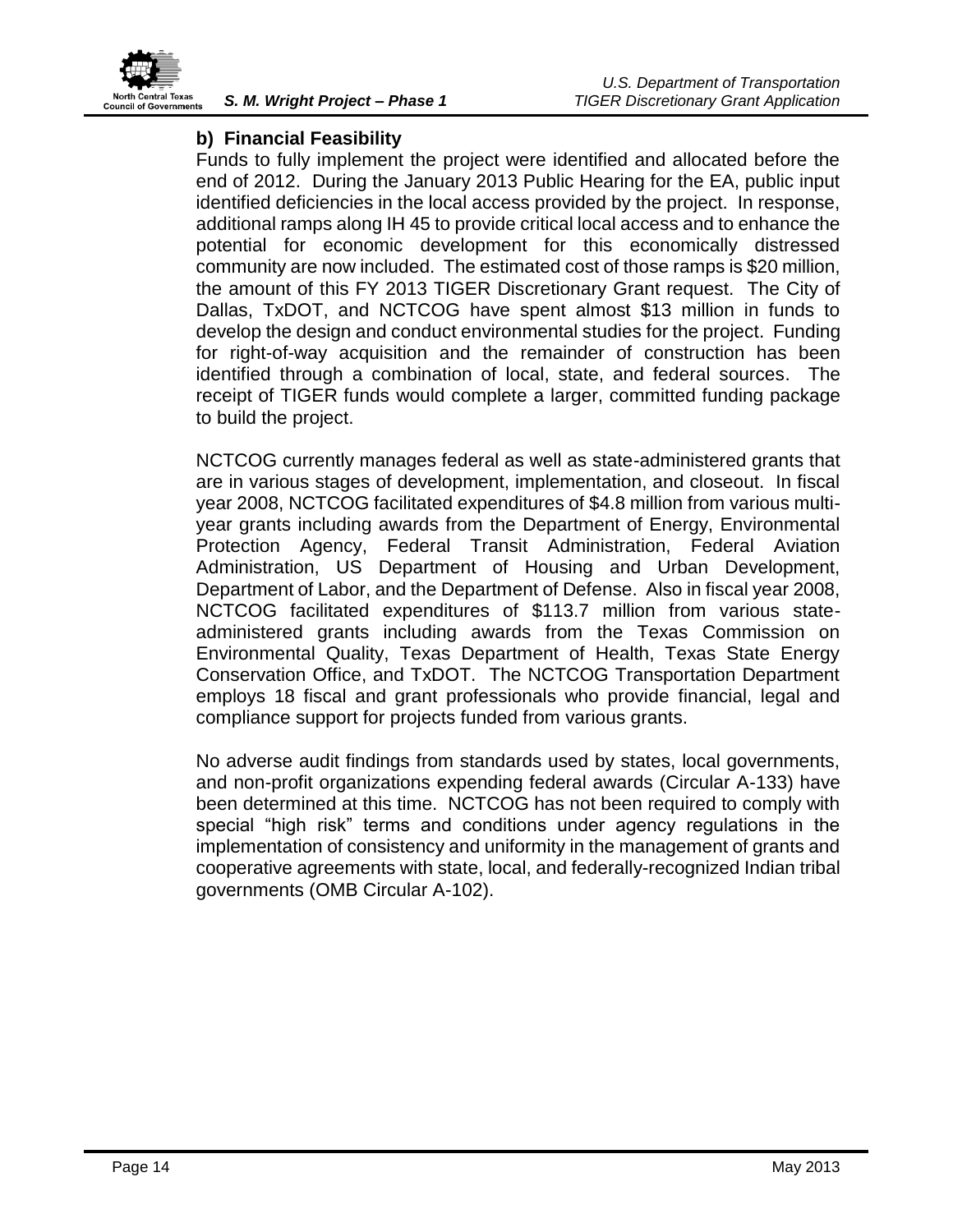### b) Financial Feasibility

Funds to fully implement the project were identified and allocated before the end of 2012. During the January 2013 Public Hearing for the EA, public input identified deficiencies in the local access provided by the project. In response, additional ramps along IH 45 to provide critical local access and to enhance the potential for economic development for this economically distressed community are now included. The estimated cost of those ramps is $20 million, the amount of this FY 2013 TIGER Discretionary Grant request. The City of Dallas, TxDOT, and NCTCOG have spent almost $13 million in funds to develop the design and conduct environmental studies for the project. Funding for right-of-way acquisition and the remainder of construction has been identified through a combination of local, state, and federal sources. The receipt of TIGER funds would complete a larger, committed funding package to build the project.

NCTCOG currently manages federal as well as state-administered grants that are in various stages of development, implementation, and closeout. In fiscal year 2008, NCTCOG facilitated expenditures of $4.8 million from various multi-year grants including awards from the Department of Energy, Environmental Protection Agency, Federal Transit Administration, Federal Aviation Administration, US Department of Housing and Urban Development, Department of Labor, and the Department of Defense. Also in fiscal year 2008, NCTCOG facilitated expenditures of $113.7 million from various state-administered grants including awards from the Texas Commission on Environmental Quality, Texas Department of Health, Texas State Energy Conservation Office, and TxDOT. The NCTCOG Transportation Department employs 18 fiscal and grant professionals who provide financial, legal and compliance support for projects funded from various grants.

No adverse audit findings from standards used by states, local governments, and non-profit organizations expending federal awards (Circular A-133) have been determined at this time. NCTCOG has not been required to comply with special "high risk" terms and conditions under agency regulations in the implementation of consistency and uniformity in the management of grants and cooperative agreements with state, local, and federally-recognized Indian tribal governments (OMB Circular A-102).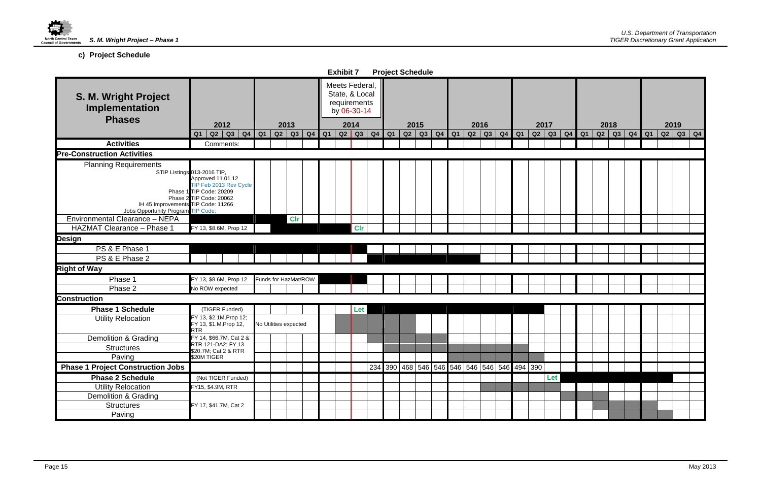### c) Project Schedule

**Exhibit 7 Project Schedule**

| S. M. Wright Project Implementation Phases | 2012 | 2013 | 2014 (Meets Federal, State, & Local requirements by 06-30-14) | 2015 | 2016 | 2017 | 2018 | 2019 |
|---|---|---|---|---|---|---|---|---|
| **Activities** | Comments: | | | | | | | |
| **Pre-Construction Activities** | | | | | | | | |
| Planning Requirements | | | | | | | | |
| STIP Listings | 013-2016 TIP, Approved 11.01.12; TIP Feb 2013 Rev Cycle | | | | | | | |
| Phase 1 | TIP Code: 20209 | | | | | | | |
| Phase 2 | TIP Code: 20062 | | | | | | | |
| IH 45 Improvements | TIP Code: 11266 | | | | | | | |
| Jobs Opportunity Program | TIP Code: | | | | | | | |
| Environmental Clearance – NEPA | | Q3: Clr | | | | | | |
| HAZMAT Clearance – Phase 1 | FY 13, $8.6M, Prop 12 | | Q3: Clr | | | | | |
| **Design** | | | | | | | | |
| PS & E Phase 1 | | | | | | | | |
| PS & E Phase 2 | | | | | | | | |
| **Right of Way** | | | | | | | | |
| Phase 1 | FY 13, $8.6M, Prop 12 | Funds for HazMat/ROW | | | | | | |
| Phase 2 | No ROW expected | | | | | | | |
| **Construction** | | | | | | | | |
| **Phase 1 Schedule** | (TIGER Funded) | | Q3: Let | | | | | |
| Utility Relocation | FY 13, $2.1M, Prop 12; FY 13, $1.M, Prop 12, RTR | No Utilities expected | | | | | | |
| Demolition & Grading | FY 14, $66.7M, Cat 2 & RTR 121-DA2; FY 13 $20.7M; Cat 2 & RTR $20M TIGER | | | | | | | |
| Structures | | | | | | | | |
| Paving | | | | | | | | |
| **Phase 1 Project Construction Jobs** | | | Q4: 234 | Q1: 390; Q2: 468; Q3: 546; Q4: 546 | Q1: 546; Q2: 546; Q3: 546; Q4: 546 | Q1: 494; Q2: 390 | | |
| **Phase 2 Schedule** | (Not TIGER Funded) | | | | | Q3: Let | | |
| Utility Relocation | FY15, $4.9M, RTR | | | | | | | |
| Demolition & Grading | | | | | | | | |
| Structures | FY 17, $41.7M, Cat 2 | | | | | | | |
| Paving | | | | | | | | |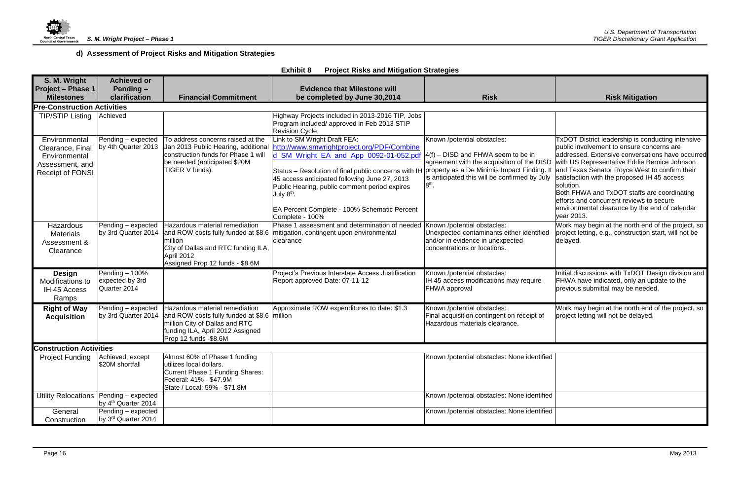### d) Assessment of Project Risks and Mitigation Strategies

**Exhibit 8 Project Risks and Mitigation Strategies**

| S. M. Wright Project – Phase 1 Milestones | Achieved or Pending – clarification | Financial Commitment | Evidence that Milestone will be completed by June 30,2014 | Risk | Risk Mitigation |
|---|---|---|---|---|---|
| **Pre-Construction Activities** | | | | | |
| TIP/STIP Listing | Achieved | | Highway Projects included in 2013-2016 TIP, Jobs Program included/ approved in Feb 2013 STIP Revision Cycle | | |
| Environmental Clearance, Final Environmental Assessment, and Receipt of FONSI | Pending – expected by 4th Quarter 2013 | To address concerns raised at the Jan 2013 Public Hearing, additional construction funds for Phase 1 will be needed (anticipated $20M TIGER V funds). | Link to SM Wright Draft FEA: http://www.smwrightproject.org/PDF/Combined_SM_Wright_EA_and_App_0092-01-052.pdf<br><br>Status – Resolution of final public concerns with IH 45 access anticipated following June 27, 2013 Public Hearing, public comment period expires July 8th.<br><br>EA Percent Complete - 100% Schematic Percent Complete - 100% | Known /potential obstacles:<br><br>4(f) – DISD and FHWA seem to be in agreement with the acquisition of the DISD property as a De Minimis Impact Finding. It is anticipated this will be confirmed by July 8th. | TxDOT District leadership is conducting intensive public involvement to ensure concerns are addressed. Extensive conversations have occurred with US Representative Eddie Bernice Johnson and Texas Senator Royce West to confirm their satisfaction with the proposed IH 45 access solution.<br>Both FHWA and TxDOT staffs are coordinating efforts and concurrent reviews to secure environmental clearance by the end of calendar year 2013. |
| Hazardous Materials Assessment & Clearance | Pending – expected by 3rd Quarter 2014 | Hazardous material remediation and ROW costs fully funded at $8.6 million<br>City of Dallas and RTC funding ILA, April 2012<br>Assigned Prop 12 funds - $8.6M | Phase 1 assessment and determination of needed mitigation, contingent upon environmental clearance | Known /potential obstacles:<br>Unexpected contaminants either identified and/or in evidence in unexpected concentrations or locations. | Work may begin at the north end of the project, so project letting, e.g., construction start, will not be delayed. |
| **Design** Modifications to IH 45 Access Ramps | Pending – 100% expected by 3rd Quarter 2014 | | Project's Previous Interstate Access Justification Report approved Date: 07-11-12 | Known /potential obstacles:<br>IH 45 access modifications may require FHWA approval | Initial discussions with TxDOT Design division and FHWA have indicated, only an update to the previous submittal may be needed. |
| **Right of Way Acquisition** | Pending – expected by 3rd Quarter 2014 | Hazardous material remediation and ROW costs fully funded at $8.6 million City of Dallas and RTC funding ILA, April 2012 Assigned Prop 12 funds -$8.6M | Approximate ROW expenditures to date: $1.3 million | Known /potential obstacles:<br>Final acquisition contingent on receipt of Hazardous materials clearance. | Work may begin at the north end of the project, so project letting will not be delayed. |
| **Construction Activities** | | | | | |
| Project Funding | Achieved, except $20M shortfall | Almost 60% of Phase 1 funding utilizes local dollars.<br>Current Phase 1 Funding Shares:<br>Federal: 41% - $47.9M<br>State / Local: 59% - $71.8M | | Known /potential obstacles: None identified | |
| Utility Relocations | Pending – expected by 4th Quarter 2014 | | | Known /potential obstacles: None identified | |
| General Construction | Pending – expected by 3rd Quarter 2014 | | | Known /potential obstacles: None identified | |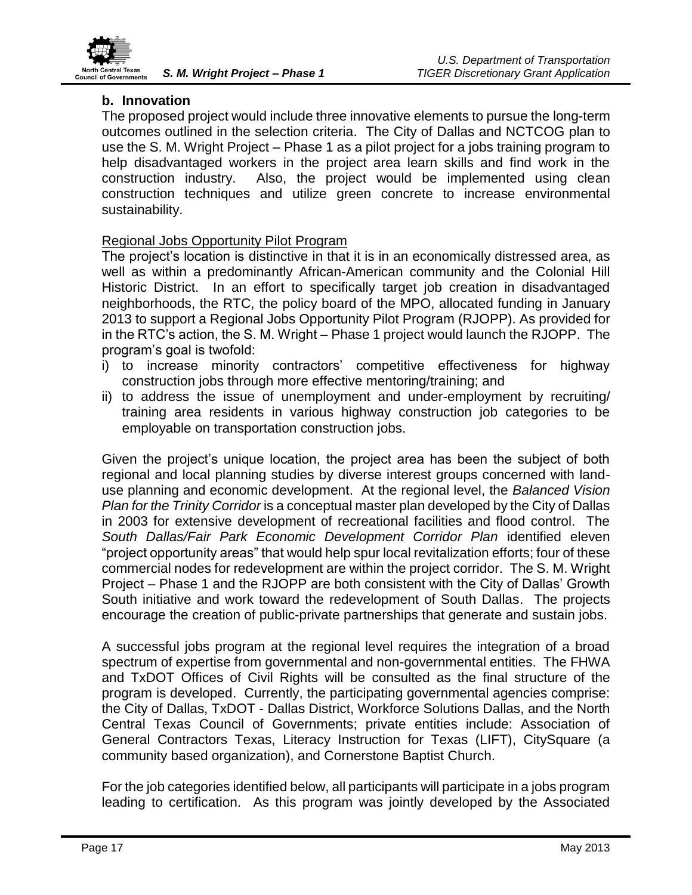## b. Innovation

The proposed project would include three innovative elements to pursue the long-term outcomes outlined in the selection criteria. The City of Dallas and NCTCOG plan to use the S. M. Wright Project – Phase 1 as a pilot project for a jobs training program to help disadvantaged workers in the project area learn skills and find work in the construction industry. Also, the project would be implemented using clean construction techniques and utilize green concrete to increase environmental sustainability.

Regional Jobs Opportunity Pilot Program

The project's location is distinctive in that it is in an economically distressed area, as well as within a predominantly African-American community and the Colonial Hill Historic District. In an effort to specifically target job creation in disadvantaged neighborhoods, the RTC, the policy board of the MPO, allocated funding in January 2013 to support a Regional Jobs Opportunity Pilot Program (RJOPP). As provided for in the RTC's action, the S. M. Wright – Phase 1 project would launch the RJOPP. The program's goal is twofold:

i) to increase minority contractors' competitive effectiveness for highway construction jobs through more effective mentoring/training; and
ii) to address the issue of unemployment and under-employment by recruiting/ training area residents in various highway construction job categories to be employable on transportation construction jobs.

Given the project's unique location, the project area has been the subject of both regional and local planning studies by diverse interest groups concerned with land-use planning and economic development. At the regional level, the *Balanced Vision Plan for the Trinity Corridor* is a conceptual master plan developed by the City of Dallas in 2003 for extensive development of recreational facilities and flood control. The *South Dallas/Fair Park Economic Development Corridor Plan* identified eleven "project opportunity areas" that would help spur local revitalization efforts; four of these commercial nodes for redevelopment are within the project corridor. The S. M. Wright Project – Phase 1 and the RJOPP are both consistent with the City of Dallas' Growth South initiative and work toward the redevelopment of South Dallas. The projects encourage the creation of public-private partnerships that generate and sustain jobs.

A successful jobs program at the regional level requires the integration of a broad spectrum of expertise from governmental and non-governmental entities. The FHWA and TxDOT Offices of Civil Rights will be consulted as the final structure of the program is developed. Currently, the participating governmental agencies comprise: the City of Dallas, TxDOT - Dallas District, Workforce Solutions Dallas, and the North Central Texas Council of Governments; private entities include: Association of General Contractors Texas, Literacy Instruction for Texas (LIFT), CitySquare (a community based organization), and Cornerstone Baptist Church.

For the job categories identified below, all participants will participate in a jobs program leading to certification. As this program was jointly developed by the Associated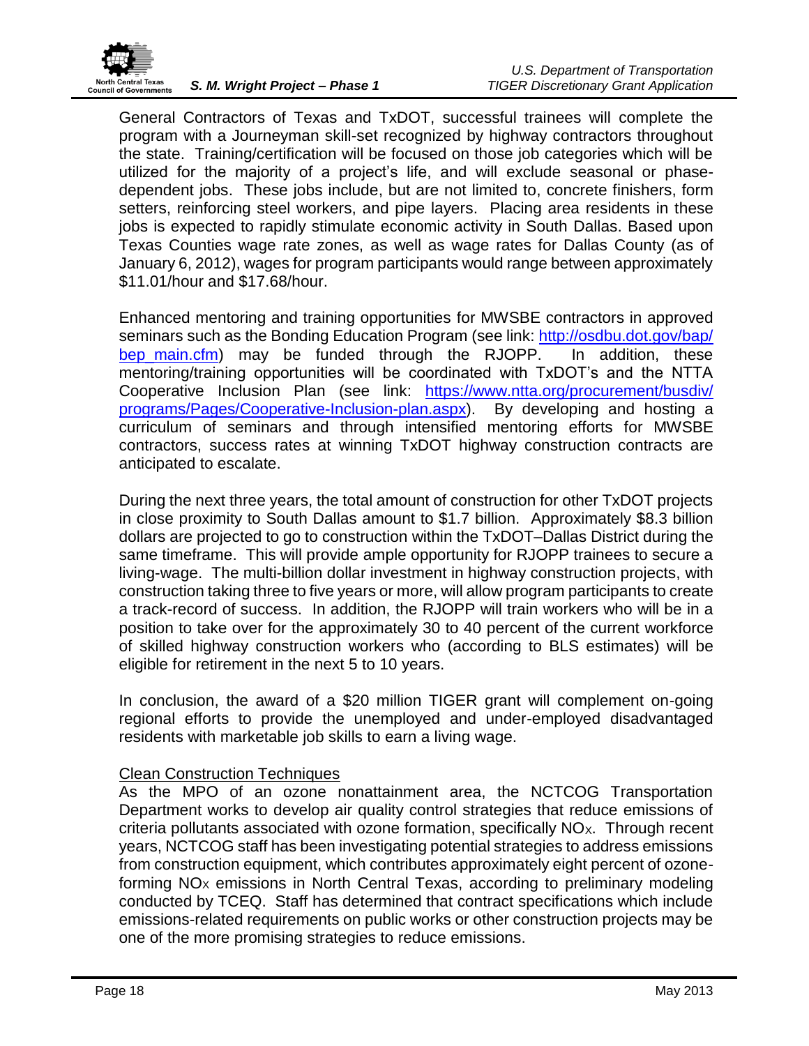General Contractors of Texas and TxDOT, successful trainees will complete the program with a Journeyman skill-set recognized by highway contractors throughout the state. Training/certification will be focused on those job categories which will be utilized for the majority of a project's life, and will exclude seasonal or phase-dependent jobs. These jobs include, but are not limited to, concrete finishers, form setters, reinforcing steel workers, and pipe layers. Placing area residents in these jobs is expected to rapidly stimulate economic activity in South Dallas. Based upon Texas Counties wage rate zones, as well as wage rates for Dallas County (as of January 6, 2012), wages for program participants would range between approximately \$11.01/hour and \$17.68/hour.

Enhanced mentoring and training opportunities for MWSBE contractors in approved seminars such as the Bonding Education Program (see link: [http://osdbu.dot.gov/bap/bep_main.cfm](http://osdbu.dot.gov/bap/bep_main.cfm)) may be funded through the RJOPP. In addition, these mentoring/training opportunities will be coordinated with TxDOT's and the NTTA Cooperative Inclusion Plan (see link: [https://www.ntta.org/procurement/busdiv/programs/Pages/Cooperative-Inclusion-plan.aspx](https://www.ntta.org/procurement/busdiv/programs/Pages/Cooperative-Inclusion-plan.aspx)). By developing and hosting a curriculum of seminars and through intensified mentoring efforts for MWSBE contractors, success rates at winning TxDOT highway construction contracts are anticipated to escalate.

During the next three years, the total amount of construction for other TxDOT projects in close proximity to South Dallas amount to \$1.7 billion. Approximately \$8.3 billion dollars are projected to go to construction within the TxDOT–Dallas District during the same timeframe. This will provide ample opportunity for RJOPP trainees to secure a living-wage. The multi-billion dollar investment in highway construction projects, with construction taking three to five years or more, will allow program participants to create a track-record of success. In addition, the RJOPP will train workers who will be in a position to take over for the approximately 30 to 40 percent of the current workforce of skilled highway construction workers who (according to BLS estimates) will be eligible for retirement in the next 5 to 10 years.

In conclusion, the award of a \$20 million TIGER grant will complement on-going regional efforts to provide the unemployed and under-employed disadvantaged residents with marketable job skills to earn a living wage.

Clean Construction Techniques

As the MPO of an ozone nonattainment area, the NCTCOG Transportation Department works to develop air quality control strategies that reduce emissions of criteria pollutants associated with ozone formation, specifically $NO_X$. Through recent years, NCTCOG staff has been investigating potential strategies to address emissions from construction equipment, which contributes approximately eight percent of ozone-forming $NO_X$ emissions in North Central Texas, according to preliminary modeling conducted by TCEQ. Staff has determined that contract specifications which include emissions-related requirements on public works or other construction projects may be one of the more promising strategies to reduce emissions.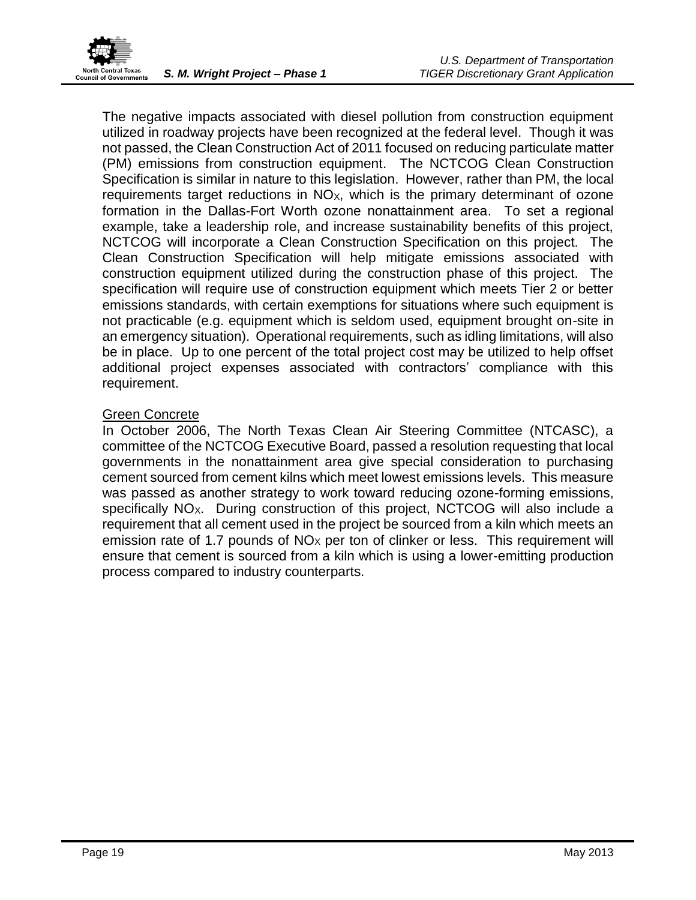The negative impacts associated with diesel pollution from construction equipment utilized in roadway projects have been recognized at the federal level. Though it was not passed, the Clean Construction Act of 2011 focused on reducing particulate matter (PM) emissions from construction equipment. The NCTCOG Clean Construction Specification is similar in nature to this legislation. However, rather than PM, the local requirements target reductions in $NO_X$, which is the primary determinant of ozone formation in the Dallas-Fort Worth ozone nonattainment area. To set a regional example, take a leadership role, and increase sustainability benefits of this project, NCTCOG will incorporate a Clean Construction Specification on this project. The Clean Construction Specification will help mitigate emissions associated with construction equipment utilized during the construction phase of this project. The specification will require use of construction equipment which meets Tier 2 or better emissions standards, with certain exemptions for situations where such equipment is not practicable (e.g. equipment which is seldom used, equipment brought on-site in an emergency situation). Operational requirements, such as idling limitations, will also be in place. Up to one percent of the total project cost may be utilized to help offset additional project expenses associated with contractors' compliance with this requirement.

Green Concrete

In October 2006, The North Texas Clean Air Steering Committee (NTCASC), a committee of the NCTCOG Executive Board, passed a resolution requesting that local governments in the nonattainment area give special consideration to purchasing cement sourced from cement kilns which meet lowest emissions levels. This measure was passed as another strategy to work toward reducing ozone-forming emissions, specifically $NO_X$. During construction of this project, NCTCOG will also include a requirement that all cement used in the project be sourced from a kiln which meets an emission rate of 1.7 pounds of $NO_X$ per ton of clinker or less. This requirement will ensure that cement is sourced from a kiln which is using a lower-emitting production process compared to industry counterparts.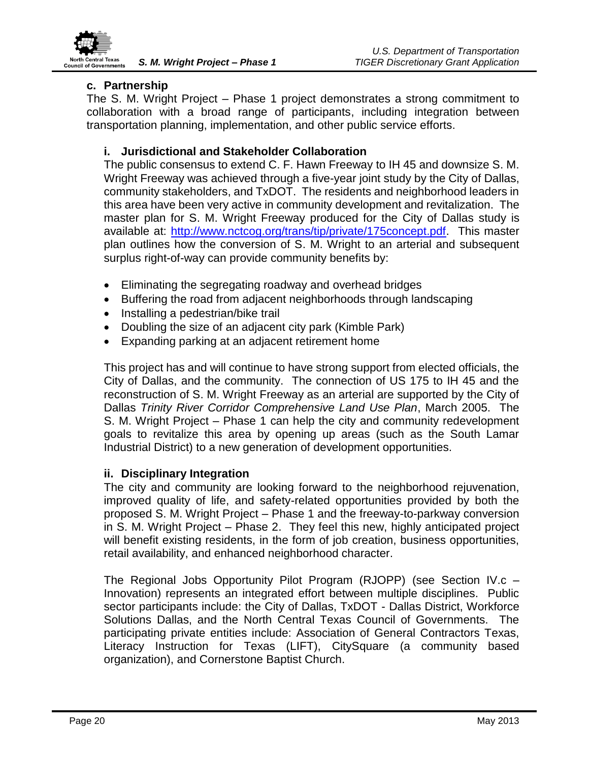### c. Partnership

The S. M. Wright Project – Phase 1 project demonstrates a strong commitment to collaboration with a broad range of participants, including integration between transportation planning, implementation, and other public service efforts.

#### i. Jurisdictional and Stakeholder Collaboration

The public consensus to extend C. F. Hawn Freeway to IH 45 and downsize S. M. Wright Freeway was achieved through a five-year joint study by the City of Dallas, community stakeholders, and TxDOT. The residents and neighborhood leaders in this area have been very active in community development and revitalization. The master plan for S. M. Wright Freeway produced for the City of Dallas study is available at: [http://www.nctcog.org/trans/tip/private/175concept.pdf](http://www.nctcog.org/trans/tip/private/175concept.pdf). This master plan outlines how the conversion of S. M. Wright to an arterial and subsequent surplus right-of-way can provide community benefits by:

- Eliminating the segregating roadway and overhead bridges
- Buffering the road from adjacent neighborhoods through landscaping
- Installing a pedestrian/bike trail
- Doubling the size of an adjacent city park (Kimble Park)
- Expanding parking at an adjacent retirement home

This project has and will continue to have strong support from elected officials, the City of Dallas, and the community. The connection of US 175 to IH 45 and the reconstruction of S. M. Wright Freeway as an arterial are supported by the City of Dallas *Trinity River Corridor Comprehensive Land Use Plan*, March 2005. The S. M. Wright Project – Phase 1 can help the city and community redevelopment goals to revitalize this area by opening up areas (such as the South Lamar Industrial District) to a new generation of development opportunities.

#### ii. Disciplinary Integration

The city and community are looking forward to the neighborhood rejuvenation, improved quality of life, and safety-related opportunities provided by both the proposed S. M. Wright Project – Phase 1 and the freeway-to-parkway conversion in S. M. Wright Project – Phase 2. They feel this new, highly anticipated project will benefit existing residents, in the form of job creation, business opportunities, retail availability, and enhanced neighborhood character.

The Regional Jobs Opportunity Pilot Program (RJOPP) (see Section IV.c – Innovation) represents an integrated effort between multiple disciplines. Public sector participants include: the City of Dallas, TxDOT - Dallas District, Workforce Solutions Dallas, and the North Central Texas Council of Governments. The participating private entities include: Association of General Contractors Texas, Literacy Instruction for Texas (LIFT), CitySquare (a community based organization), and Cornerstone Baptist Church.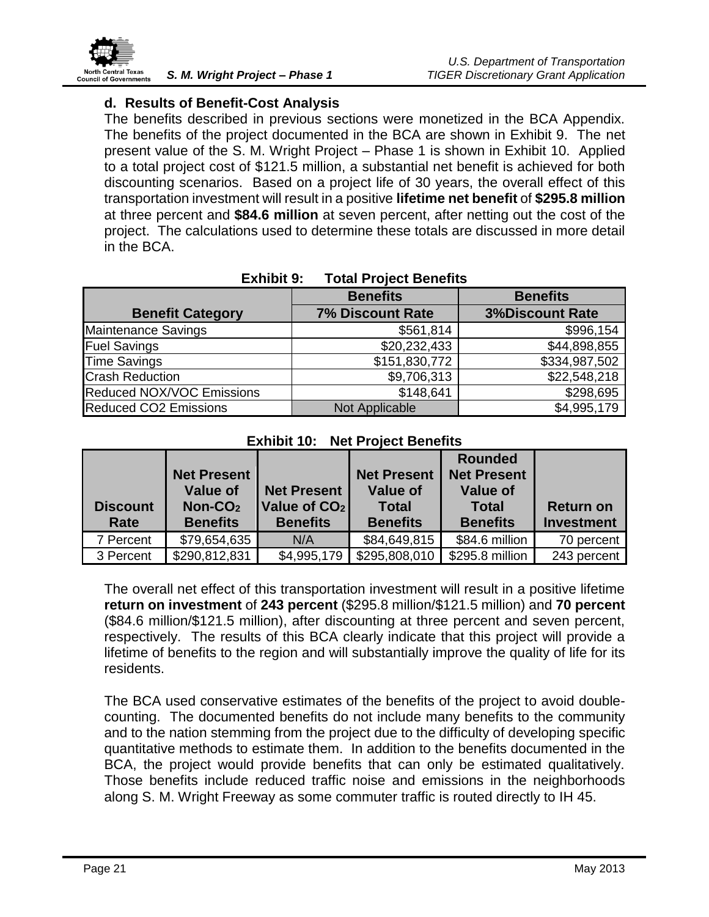### d. Results of Benefit-Cost Analysis

The benefits described in previous sections were monetized in the BCA Appendix. The benefits of the project documented in the BCA are shown in Exhibit 9. The net present value of the S. M. Wright Project – Phase 1 is shown in Exhibit 10. Applied to a total project cost of $121.5 million, a substantial net benefit is achieved for both discounting scenarios. Based on a project life of 30 years, the overall effect of this transportation investment will result in a positive **lifetime net benefit** of **$295.8 million** at three percent and **$84.6 million** at seven percent, after netting out the cost of the project. The calculations used to determine these totals are discussed in more detail in the BCA.

**Exhibit 9: Total Project Benefits**

| Benefit Category | Benefits<br>7% Discount Rate | Benefits<br>3%Discount Rate |
|---|---|---|
| Maintenance Savings | $561,814 | $996,154 |
| Fuel Savings | $20,232,433 | $44,898,855 |
| Time Savings | $151,830,772 | $334,987,502 |
| Crash Reduction | $9,706,313 | $22,548,218 |
| Reduced NOX/VOC Emissions | $148,641 | $298,695 |
| Reduced CO2 Emissions | Not Applicable | $4,995,179 |

**Exhibit 10: Net Project Benefits**

| Discount Rate | Net Present Value of Non-$CO_2$ Benefits | Net Present Value of $CO_2$ Benefits | Net Present Value of Total Benefits | Rounded Net Present Value of Total Benefits | Return on Investment |
|---|---|---|---|---|---|
| 7 Percent | $79,654,635 | N/A | $84,649,815 | $84.6 million | 70 percent |
| 3 Percent | $290,812,831 | $4,995,179 | $295,808,010 | $295.8 million | 243 percent |

The overall net effect of this transportation investment will result in a positive lifetime **return on investment** of **243 percent** ($295.8 million/$121.5 million) and **70 percent** ($84.6 million/$121.5 million), after discounting at three percent and seven percent, respectively. The results of this BCA clearly indicate that this project will provide a lifetime of benefits to the region and will substantially improve the quality of life for its residents.

The BCA used conservative estimates of the benefits of the project to avoid double-counting. The documented benefits do not include many benefits to the community and to the nation stemming from the project due to the difficulty of developing specific quantitative methods to estimate them. In addition to the benefits documented in the BCA, the project would provide benefits that can only be estimated qualitatively. Those benefits include reduced traffic noise and emissions in the neighborhoods along S. M. Wright Freeway as some commuter traffic is routed directly to IH 45.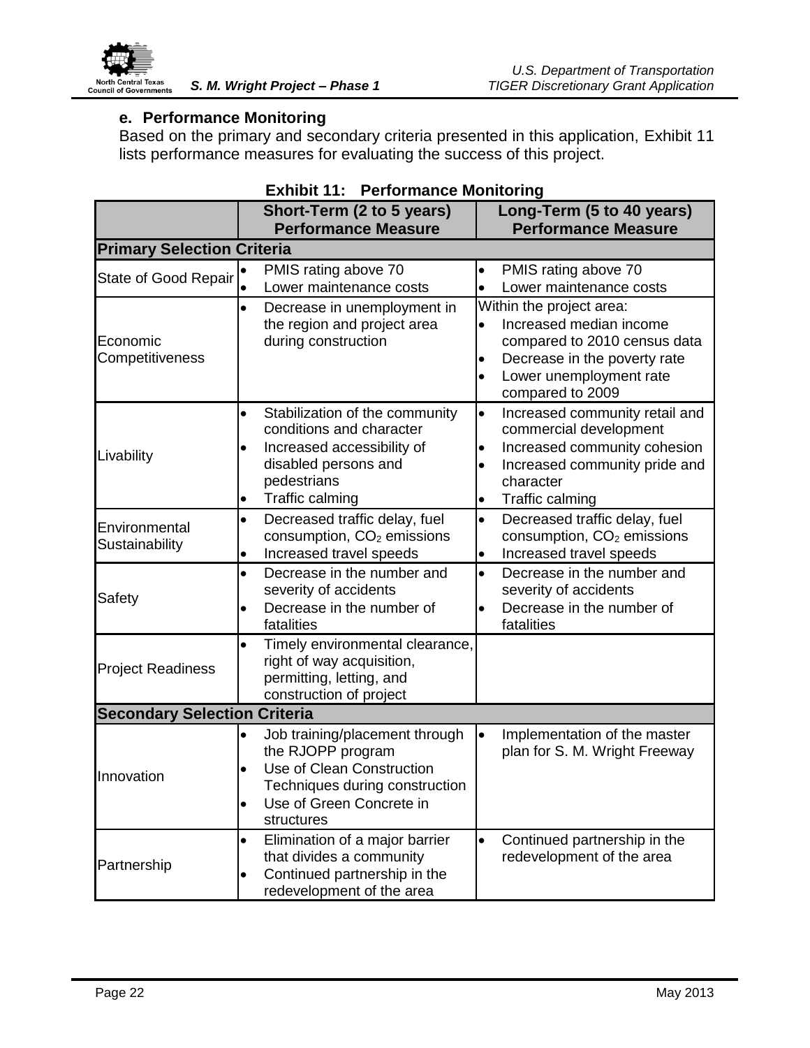### e. Performance Monitoring

Based on the primary and secondary criteria presented in this application, Exhibit 11 lists performance measures for evaluating the success of this project.

**Exhibit 11: Performance Monitoring**

| | Short-Term (2 to 5 years) Performance Measure | Long-Term (5 to 40 years) Performance Measure |
|---|---|---|
| **Primary Selection Criteria** | | |
| State of Good Repair | • PMIS rating above 70<br>• Lower maintenance costs | • PMIS rating above 70<br>• Lower maintenance costs |
| Economic Competitiveness | • Decrease in unemployment in the region and project area during construction | Within the project area:<br>• Increased median income compared to 2010 census data<br>• Decrease in the poverty rate<br>• Lower unemployment rate compared to 2009 |
| Livability | • Stabilization of the community conditions and character<br>• Increased accessibility of disabled persons and pedestrians<br>• Traffic calming | • Increased community retail and commercial development<br>• Increased community cohesion<br>• Increased community pride and character<br>• Traffic calming |
| Environmental Sustainability | • Decreased traffic delay, fuel consumption, $CO_2$ emissions<br>• Increased travel speeds | • Decreased traffic delay, fuel consumption, $CO_2$ emissions<br>• Increased travel speeds |
| Safety | • Decrease in the number and severity of accidents<br>• Decrease in the number of fatalities | • Decrease in the number and severity of accidents<br>• Decrease in the number of fatalities |
| Project Readiness | • Timely environmental clearance, right of way acquisition, permitting, letting, and construction of project | |
| **Secondary Selection Criteria** | | |
| Innovation | • Job training/placement through the RJOPP program<br>• Use of Clean Construction Techniques during construction<br>• Use of Green Concrete in structures | • Implementation of the master plan for S. M. Wright Freeway |
| Partnership | • Elimination of a major barrier that divides a community<br>• Continued partnership in the redevelopment of the area | • Continued partnership in the redevelopment of the area |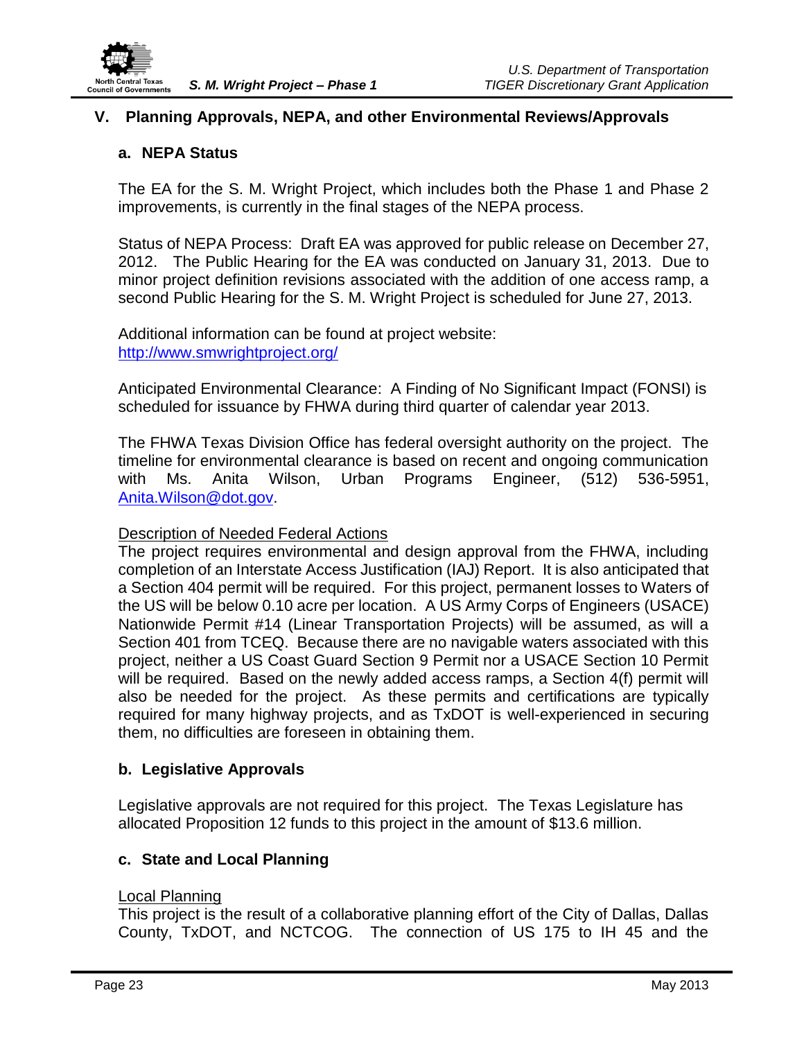## V. Planning Approvals, NEPA, and other Environmental Reviews/Approvals

### a. NEPA Status

The EA for the S. M. Wright Project, which includes both the Phase 1 and Phase 2 improvements, is currently in the final stages of the NEPA process.

Status of NEPA Process: Draft EA was approved for public release on December 27, 2012. The Public Hearing for the EA was conducted on January 31, 2013. Due to minor project definition revisions associated with the addition of one access ramp, a second Public Hearing for the S. M. Wright Project is scheduled for June 27, 2013.

Additional information can be found at project website:
http://www.smwrightproject.org/

Anticipated Environmental Clearance: A Finding of No Significant Impact (FONSI) is scheduled for issuance by FHWA during third quarter of calendar year 2013.

The FHWA Texas Division Office has federal oversight authority on the project. The timeline for environmental clearance is based on recent and ongoing communication with Ms. Anita Wilson, Urban Programs Engineer, (512) 536-5951, Anita.Wilson@dot.gov.

Description of Needed Federal Actions

The project requires environmental and design approval from the FHWA, including completion of an Interstate Access Justification (IAJ) Report. It is also anticipated that a Section 404 permit will be required. For this project, permanent losses to Waters of the US will be below 0.10 acre per location. A US Army Corps of Engineers (USACE) Nationwide Permit #14 (Linear Transportation Projects) will be assumed, as will a Section 401 from TCEQ. Because there are no navigable waters associated with this project, neither a US Coast Guard Section 9 Permit nor a USACE Section 10 Permit will be required. Based on the newly added access ramps, a Section 4(f) permit will also be needed for the project. As these permits and certifications are typically required for many highway projects, and as TxDOT is well-experienced in securing them, no difficulties are foreseen in obtaining them.

### b. Legislative Approvals

Legislative approvals are not required for this project. The Texas Legislature has allocated Proposition 12 funds to this project in the amount of $13.6 million.

### c. State and Local Planning

Local Planning

This project is the result of a collaborative planning effort of the City of Dallas, Dallas County, TxDOT, and NCTCOG. The connection of US 175 to IH 45 and the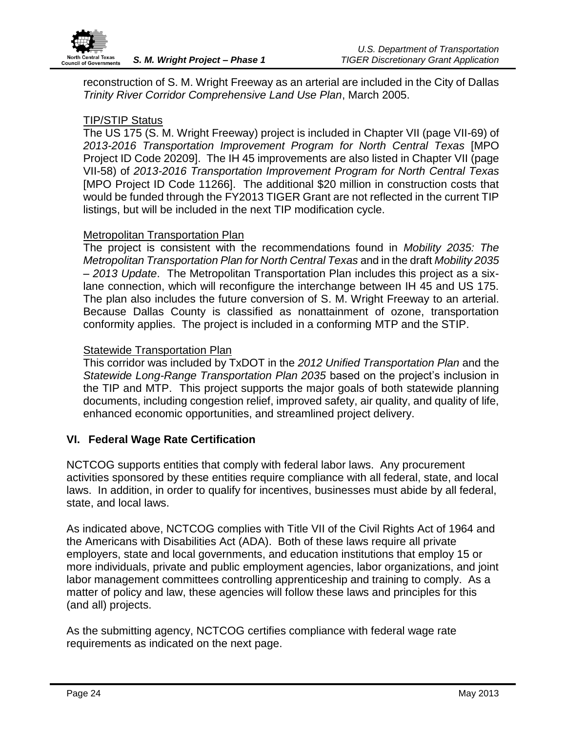reconstruction of S. M. Wright Freeway as an arterial are included in the City of Dallas *Trinity River Corridor Comprehensive Land Use Plan*, March 2005.

TIP/STIP Status

The US 175 (S. M. Wright Freeway) project is included in Chapter VII (page VII-69) of *2013-2016 Transportation Improvement Program for North Central Texas* [MPO Project ID Code 20209]. The IH 45 improvements are also listed in Chapter VII (page VII-58) of *2013-2016 Transportation Improvement Program for North Central Texas* [MPO Project ID Code 11266]. The additional $20 million in construction costs that would be funded through the FY2013 TIGER Grant are not reflected in the current TIP listings, but will be included in the next TIP modification cycle.

Metropolitan Transportation Plan

The project is consistent with the recommendations found in *Mobility 2035: The Metropolitan Transportation Plan for North Central Texas* and in the draft *Mobility 2035 – 2013 Update*. The Metropolitan Transportation Plan includes this project as a six-lane connection, which will reconfigure the interchange between IH 45 and US 175. The plan also includes the future conversion of S. M. Wright Freeway to an arterial. Because Dallas County is classified as nonattainment of ozone, transportation conformity applies. The project is included in a conforming MTP and the STIP.

Statewide Transportation Plan

This corridor was included by TxDOT in the *2012 Unified Transportation Plan* and the *Statewide Long-Range Transportation Plan 2035* based on the project's inclusion in the TIP and MTP. This project supports the major goals of both statewide planning documents, including congestion relief, improved safety, air quality, and quality of life, enhanced economic opportunities, and streamlined project delivery.

## VI. Federal Wage Rate Certification

NCTCOG supports entities that comply with federal labor laws. Any procurement activities sponsored by these entities require compliance with all federal, state, and local laws. In addition, in order to qualify for incentives, businesses must abide by all federal, state, and local laws.

As indicated above, NCTCOG complies with Title VII of the Civil Rights Act of 1964 and the Americans with Disabilities Act (ADA). Both of these laws require all private employers, state and local governments, and education institutions that employ 15 or more individuals, private and public employment agencies, labor organizations, and joint labor management committees controlling apprenticeship and training to comply. As a matter of policy and law, these agencies will follow these laws and principles for this (and all) projects.

As the submitting agency, NCTCOG certifies compliance with federal wage rate requirements as indicated on the next page.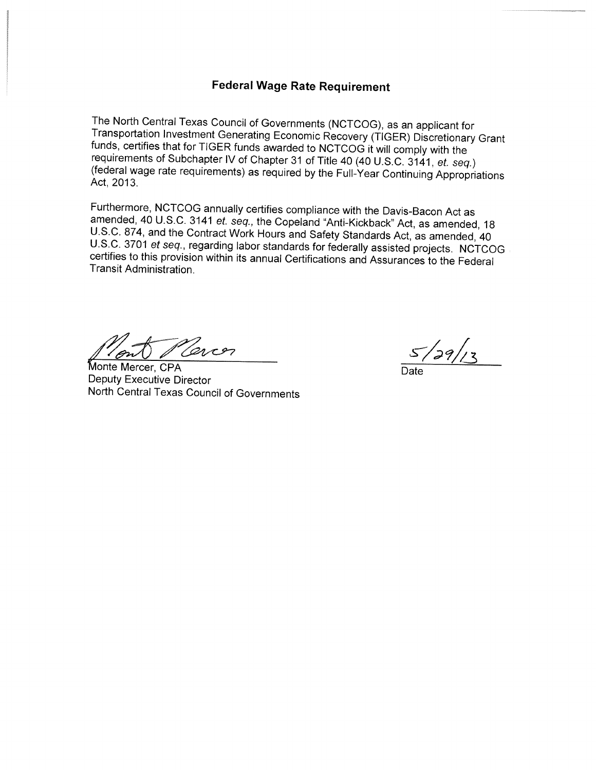## Federal Wage Rate Requirement

The North Central Texas Council of Governments (NCTCOG), as an applicant for Transportation Investment Generating Economic Recovery (TIGER) Discretionary Grant funds, certifies that for TIGER funds awarded to NCTCOG it will comply with the requirements of Subchapter IV of Chapter 31 of Title 40 (40 U.S.C. 3141, *et. seq.*) (federal wage rate requirements) as required by the Full-Year Continuing Appropriations Act, 2013.

Furthermore, NCTCOG annually certifies compliance with the Davis-Bacon Act as amended, 40 U.S.C. 3141 *et. seq.*, the Copeland "Anti-Kickback" Act, as amended, 18 U.S.C. 874, and the Contract Work Hours and Safety Standards Act, as amended, 40 U.S.C. 3701 *et seq.*, regarding labor standards for federally assisted projects. NCTCOG certifies to this provision within its annual Certifications and Assurances to the Federal Transit Administration.

Monte Mercer, CPA
Deputy Executive Director
North Central Texas Council of Governments

5/29/13
Date